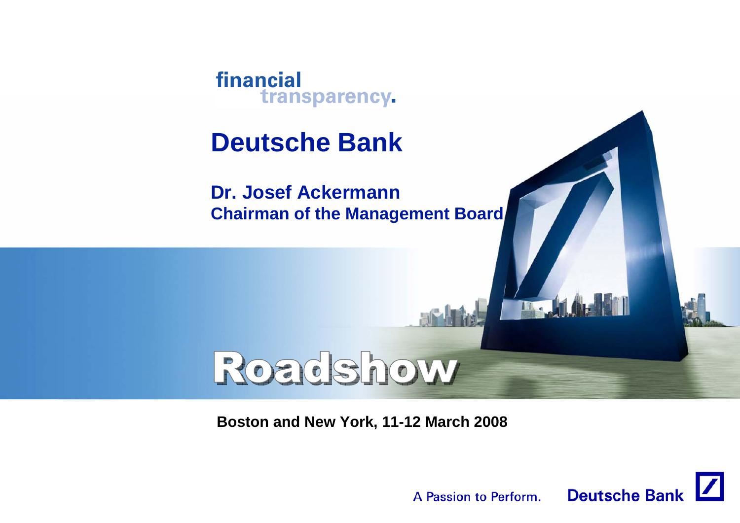financial transparency.

# Deutsche Bank

**Dr. Josef Ackermann**
**Chairman of the Management Board**

## Roadshow

**Boston and New York, 11-12 March 2008**

A Passion to Perform. Deutsche Bank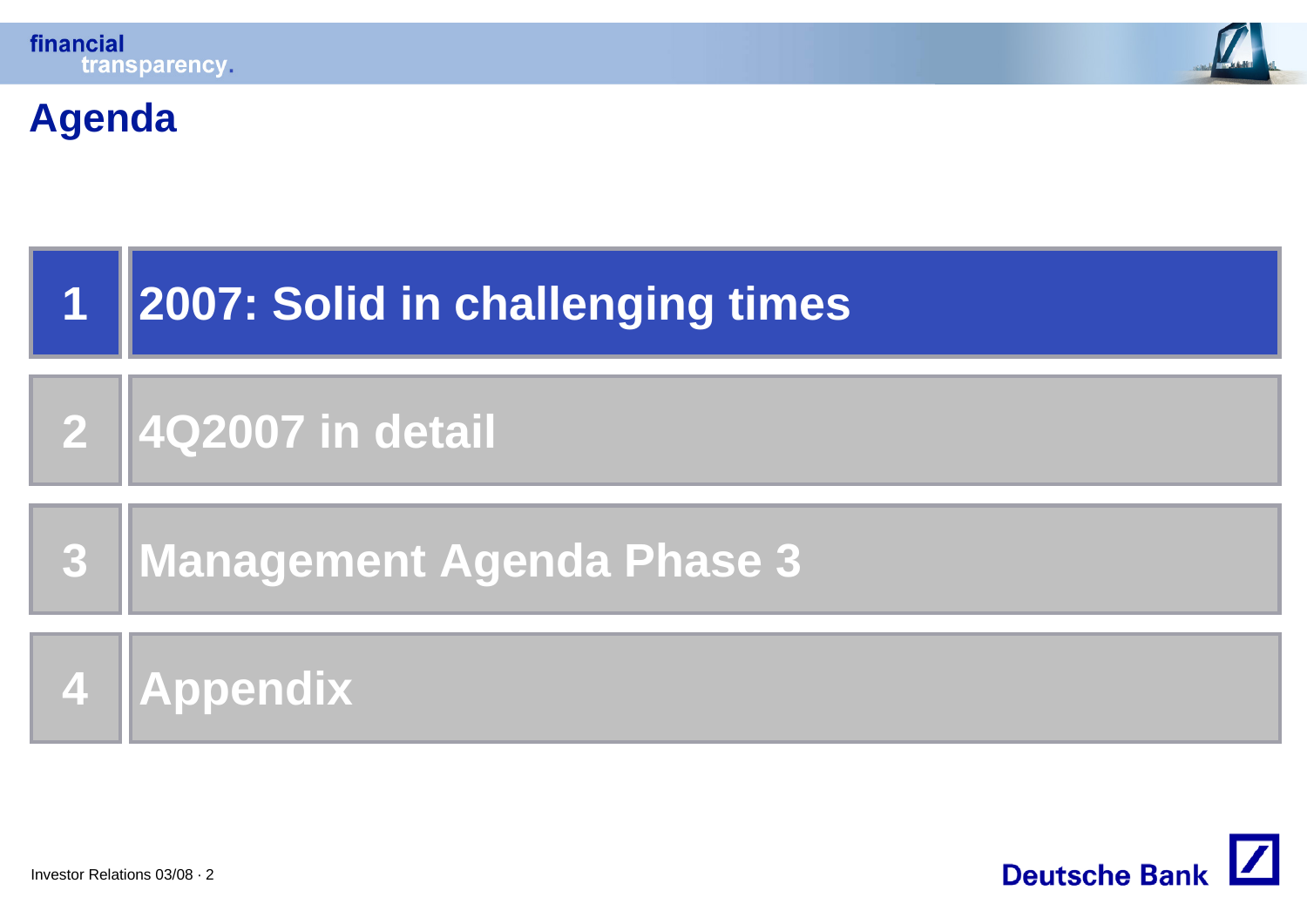# Agenda

1. **2007: Solid in challenging times**
2. 4Q2007 in detail
3. Management Agenda Phase 3
4. Appendix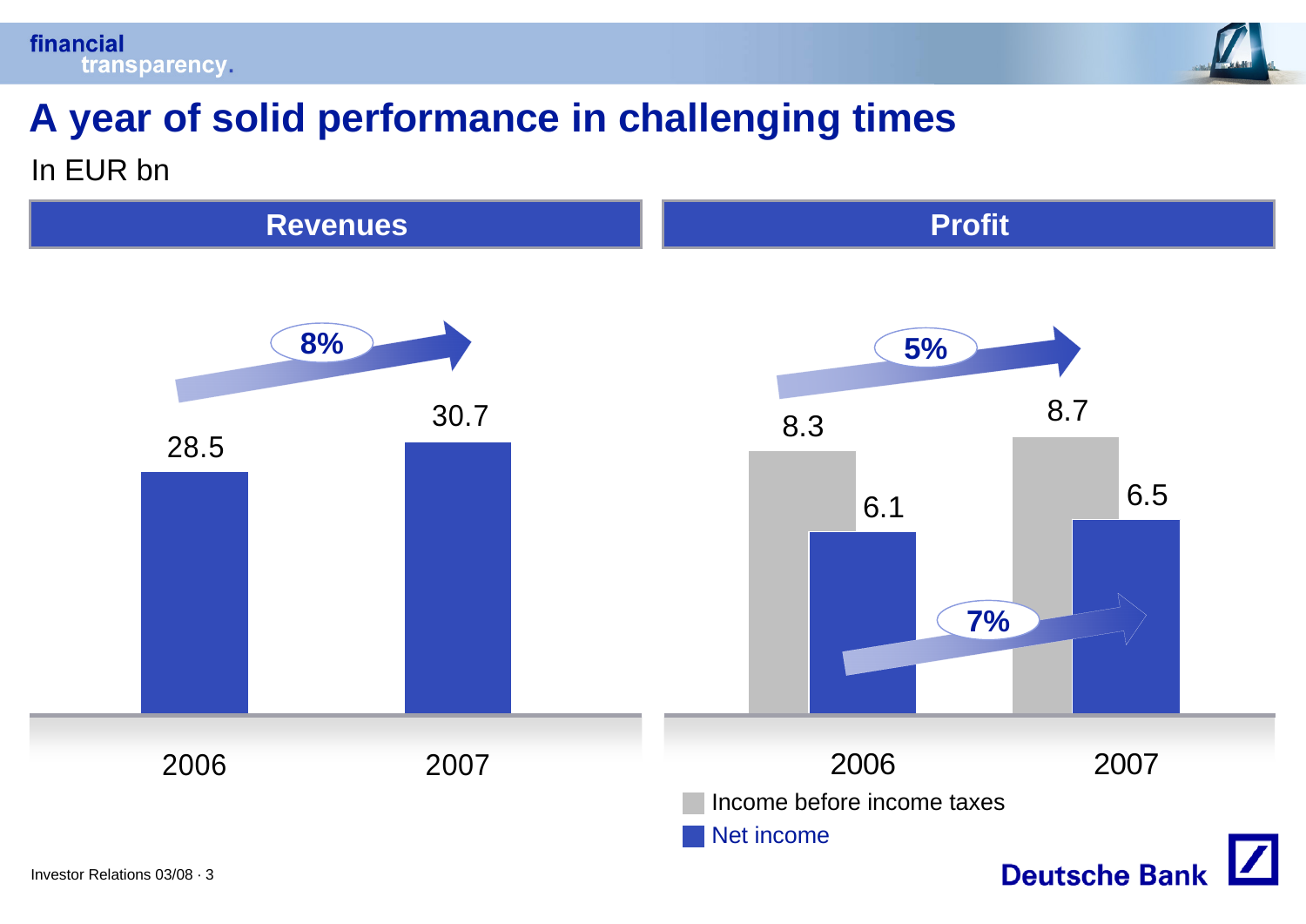# A year of solid performance in challenging times

In EUR bn

## Revenues

| | 2006 | 2007 |
|---|---|---|
| Revenues | 28.5 | 30.7 |

8%

## Profit

| | 2006 | 2007 |
|---|---|---|
| Income before income taxes | 8.3 | 8.7 |
| Net income | 6.1 | 6.5 |

5%

7%

Investor Relations 03/08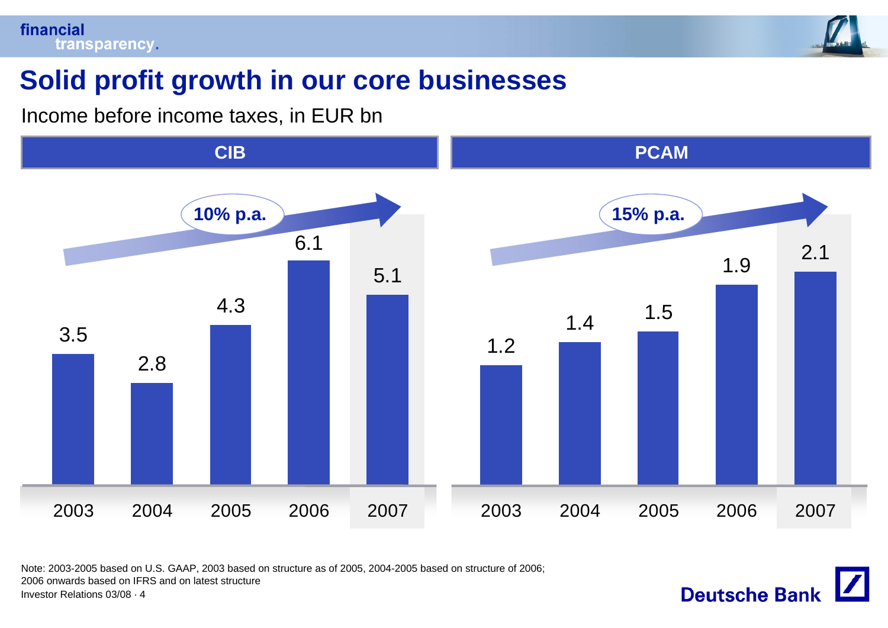# Solid profit growth in our core businesses

Income before income taxes, in EUR bn

| | 2003 | 2004 | 2005 | 2006 | 2007 | Growth |
|---|---|---|---|---|---|---|
| CIB | 3.5 | 2.8 | 4.3 | 6.1 | 5.1 | 10% p.a. |
| PCAM | 1.2 | 1.4 | 1.5 | 1.9 | 2.1 | 15% p.a. |

Note: 2003-2005 based on U.S. GAAP, 2003 based on structure as of 2005, 2004-2005 based on structure of 2006; 2006 onwards based on IFRS and on latest structure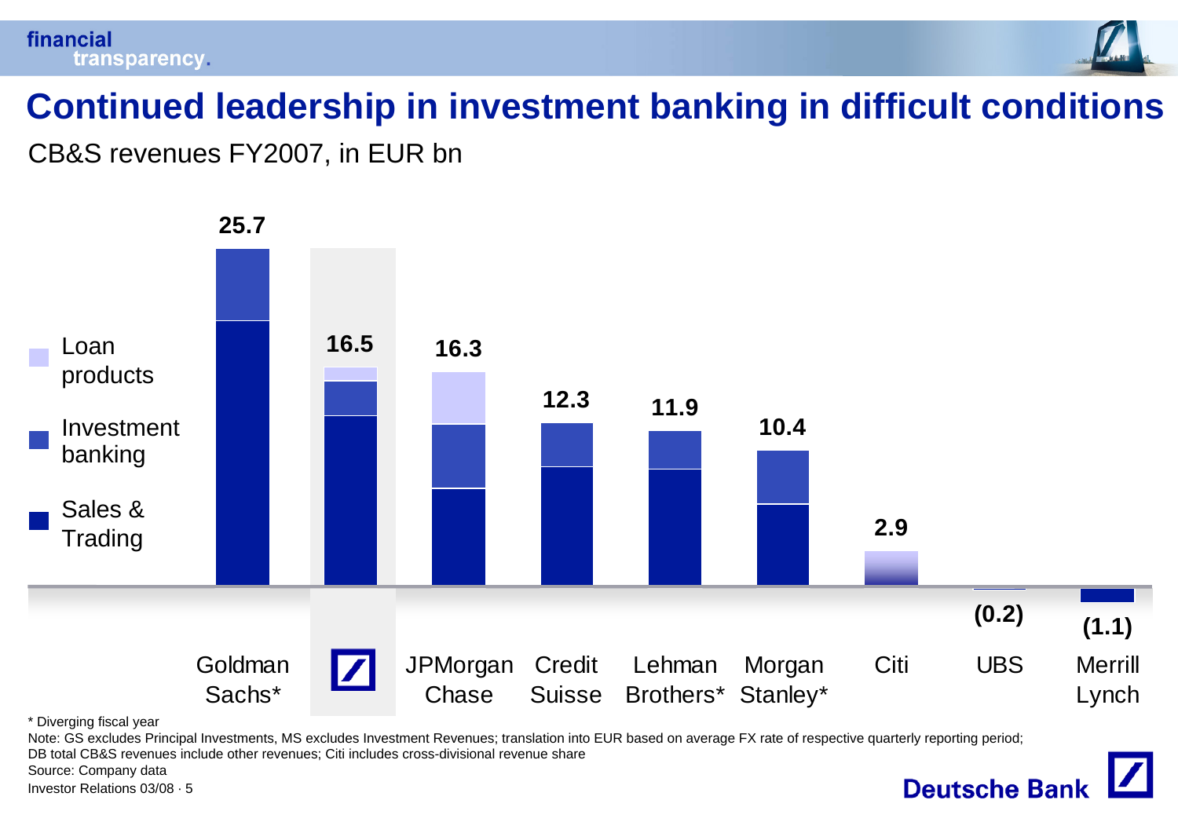# Continued leadership in investment banking in difficult conditions

CB&S revenues FY2007, in EUR bn

| | Goldman Sachs* | Deutsche Bank | JPMorgan Chase | Credit Suisse | Lehman Brothers* | Morgan Stanley* | Citi | UBS | Merrill Lynch |
|---|---|---|---|---|---|---|---|---|---|
| Total | 25.7 | 16.5 | 16.3 | 12.3 | 11.9 | 10.4 | 2.9 | (0.2) | (1.1) |

Legend: Loan products; Investment banking; Sales & Trading

\* Diverging fiscal year

Note: GS excludes Principal Investments, MS excludes Investment Revenues; translation into EUR based on average FX rate of respective quarterly reporting period; DB total CB&S revenues include other revenues; Citi includes cross-divisional revenue share

Source: Company data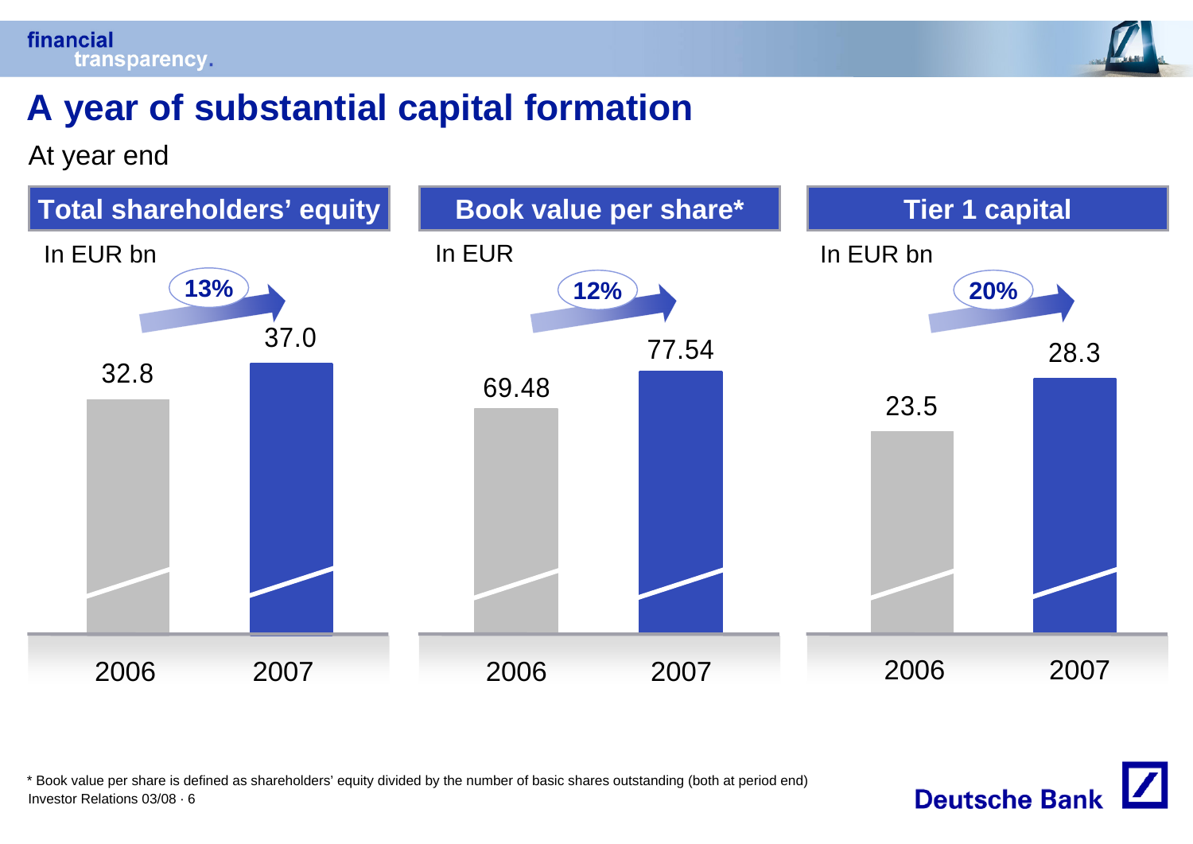# A year of substantial capital formation

At year end

## Total shareholders' equity

In EUR bn

| 2006 | 2007 | Change |
|---|---|---|
| 32.8 | 37.0 | 13% |

## Book value per share*

In EUR

| 2006 | 2007 | Change |
|---|---|---|
| 69.48 | 77.54 | 12% |

## Tier 1 capital

In EUR bn

| 2006 | 2007 | Change |
|---|---|---|
| 23.5 | 28.3 | 20% |

* Book value per share is defined as shareholders' equity divided by the number of basic shares outstanding (both at period end)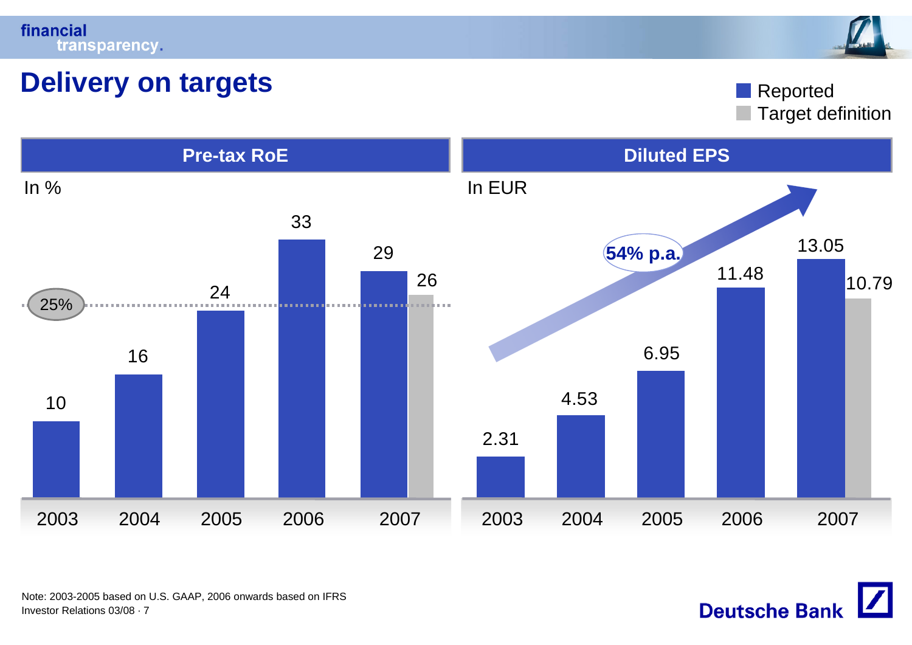# Delivery on targets

■ Reported
■ Target definition

## Pre-tax RoE

In %

| | 2003 | 2004 | 2005 | 2006 | 2007 |
|---|---|---|---|---|---|
| Reported | 10 | 16 | 24 | 33 | 29 |
| Target definition | | | | | 26 |

Target: 25%

## Diluted EPS

In EUR

| | 2003 | 2004 | 2005 | 2006 | 2007 |
|---|---|---|---|---|---|
| Reported | 2.31 | 4.53 | 6.95 | 11.48 | 13.05 |
| Target definition | | | | | 10.79 |

54% p.a.

Note: 2003-2005 based on U.S. GAAP, 2006 onwards based on IFRS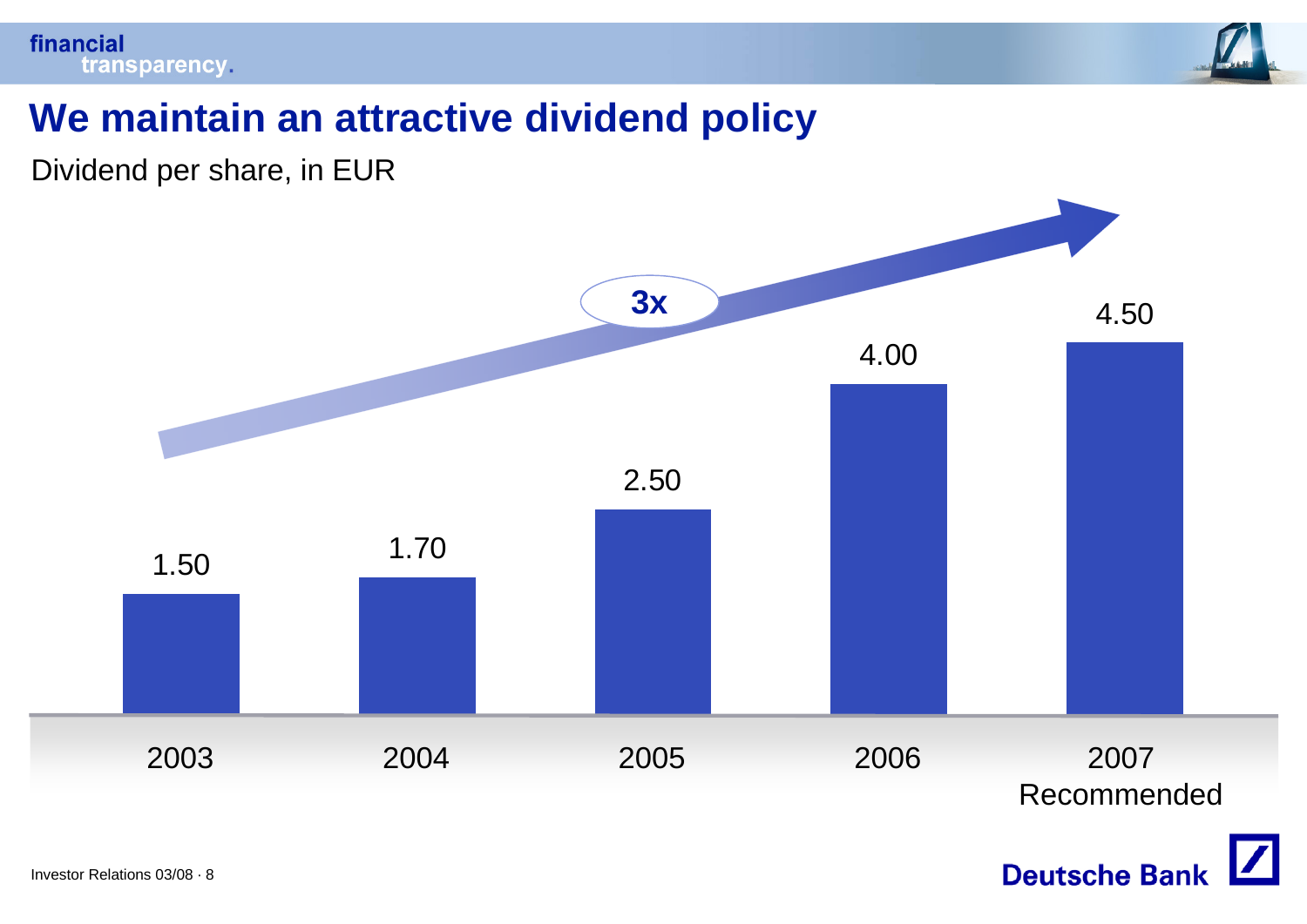# We maintain an attractive dividend policy

Dividend per share, in EUR

| Year | Dividend per share (EUR) |
|---|---|
| 2003 | 1.50 |
| 2004 | 1.70 |
| 2005 | 2.50 |
| 2006 | 4.00 |
| 2007 Recommended | 4.50 |

3x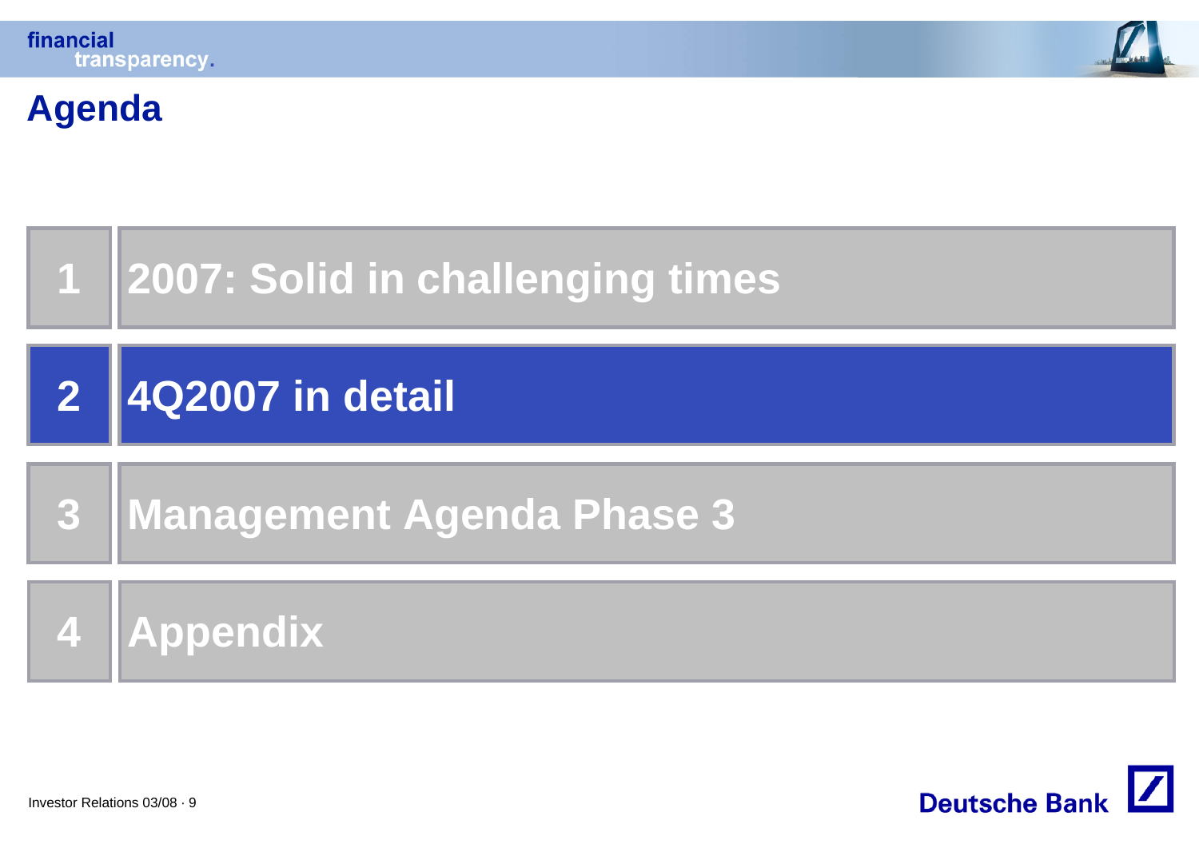# Agenda

1. 2007: Solid in challenging times
2. **4Q2007 in detail**
3. Management Agenda Phase 3
4. Appendix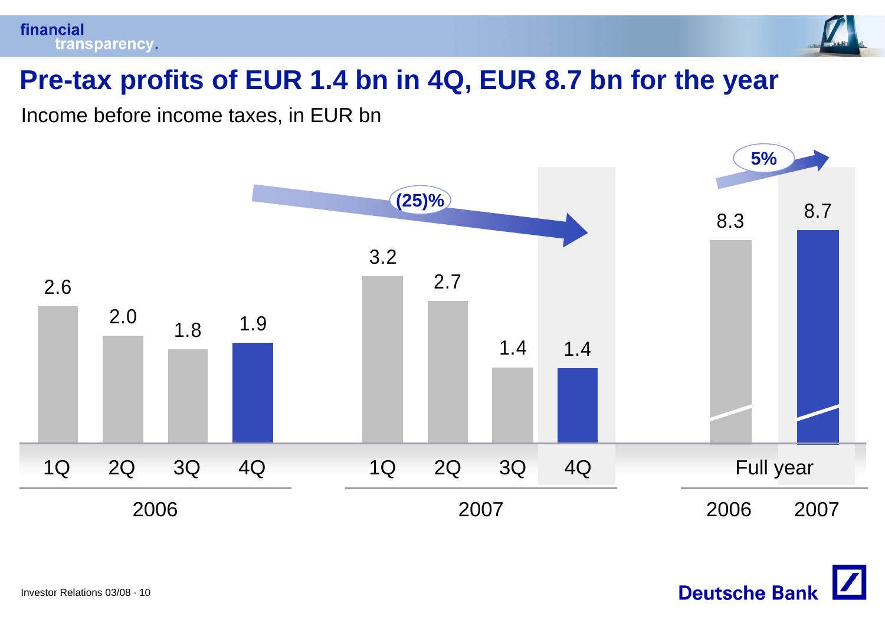# Pre-tax profits of EUR 1.4 bn in 4Q, EUR 8.7 bn for the year

Income before income taxes, in EUR bn

| | 1Q | 2Q | 3Q | 4Q |
|---|---|---|---|---|
| 2006 | 2.6 | 2.0 | 1.8 | 1.9 |
| 2007 | 3.2 | 2.7 | 1.4 | 1.4 |

4Q 2006 to 4Q 2007: (25)%

| Full year | 2006 | 2007 |
|---|---|---|
| | 8.3 | 8.7 |

Full year 2006 to 2007: 5%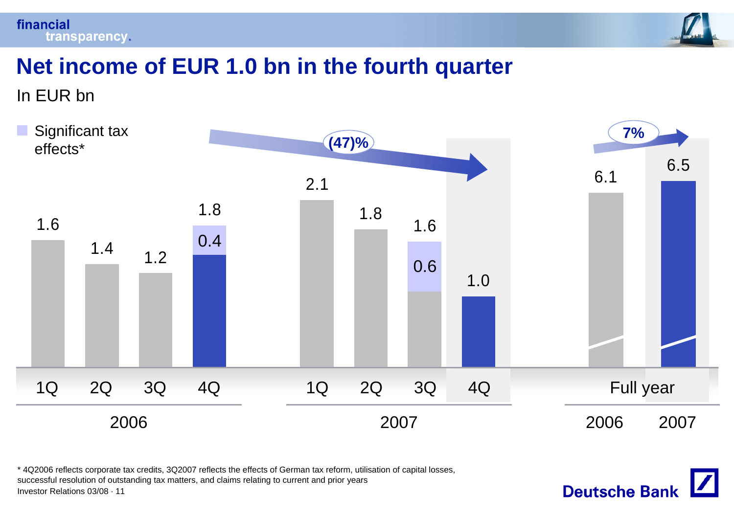# Net income of EUR 1.0 bn in the fourth quarter

In EUR bn

Significant tax effects*

| | 1Q 2006 | 2Q 2006 | 3Q 2006 | 4Q 2006 | 1Q 2007 | 2Q 2007 | 3Q 2007 | 4Q 2007 | Full year 2006 | Full year 2007 |
|---|---|---|---|---|---|---|---|---|---|---|
| Net income | 1.6 | 1.4 | 1.2 | 1.8 | 2.1 | 1.8 | 1.6 | 1.0 | 6.1 | 6.5 |
| thereof significant tax effects* | | | | 0.4 | | | 0.6 | | | |

4Q 2007 vs. 4Q 2006: (47)%

Full year 2007 vs. 2006: 7%

\* 4Q2006 reflects corporate tax credits, 3Q2007 reflects the effects of German tax reform, utilisation of capital losses, successful resolution of outstanding tax matters, and claims relating to current and prior years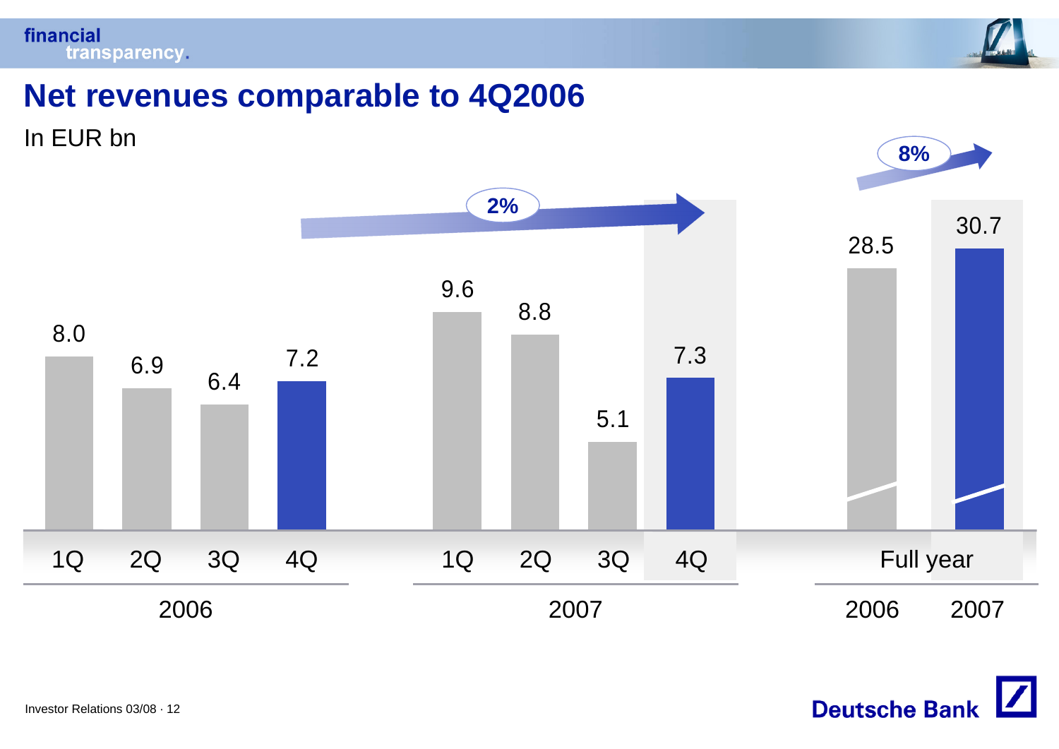# Net revenues comparable to 4Q2006

In EUR bn

| | 1Q | 2Q | 3Q | 4Q |
|---|---|---|---|---|
| 2006 | 8.0 | 6.9 | 6.4 | 7.2 |
| 2007 | 9.6 | 8.8 | 5.1 | 7.3 |

4Q2007 vs. 4Q2006: 2%

| Full year | 2006 | 2007 |
|---|---|---|
| Net revenues | 28.5 | 30.7 |

Full year 2007 vs. 2006: 8%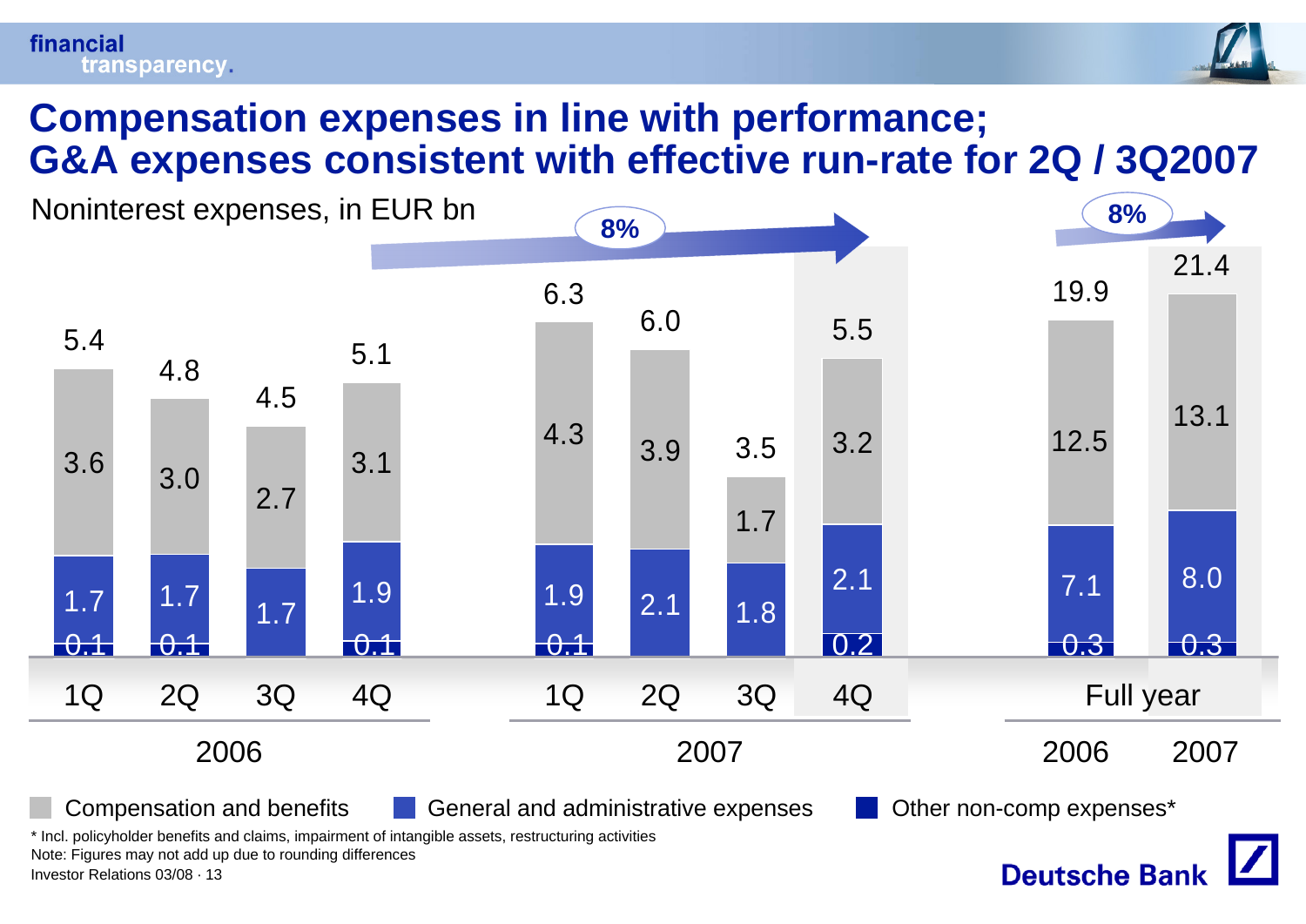# Compensation expenses in line with performance; G&A expenses consistent with effective run-rate for 2Q / 3Q2007

Noninterest expenses, in EUR bn

| | 2006 1Q | 2006 2Q | 2006 3Q | 2006 4Q | 2007 1Q | 2007 2Q | 2007 3Q | 2007 4Q | Full year 2006 | Full year 2007 |
|---|---|---|---|---|---|---|---|---|---|---|
| Compensation and benefits | 3.6 | 3.0 | 2.7 | 3.1 | 4.3 | 3.9 | 1.7 | 3.2 | 12.5 | 13.1 |
| General and administrative expenses | 1.7 | 1.7 | 1.7 | 1.9 | 1.9 | 2.1 | 1.8 | 2.1 | 7.1 | 8.0 |
| Other non-comp expenses* | 0.1 | 0.1 | | 0.1 | 0.1 | | | 0.2 | 0.3 | 0.3 |
| Total | 5.4 | 4.8 | 4.5 | 5.1 | 6.3 | 6.0 | 3.5 | 5.5 | 19.9 | 21.4 |

8% (4Q2006 to 4Q2007)

8% (Full year 2006 to 2007)

\* Incl. policyholder benefits and claims, impairment of intangible assets, restructuring activities

Note: Figures may not add up due to rounding differences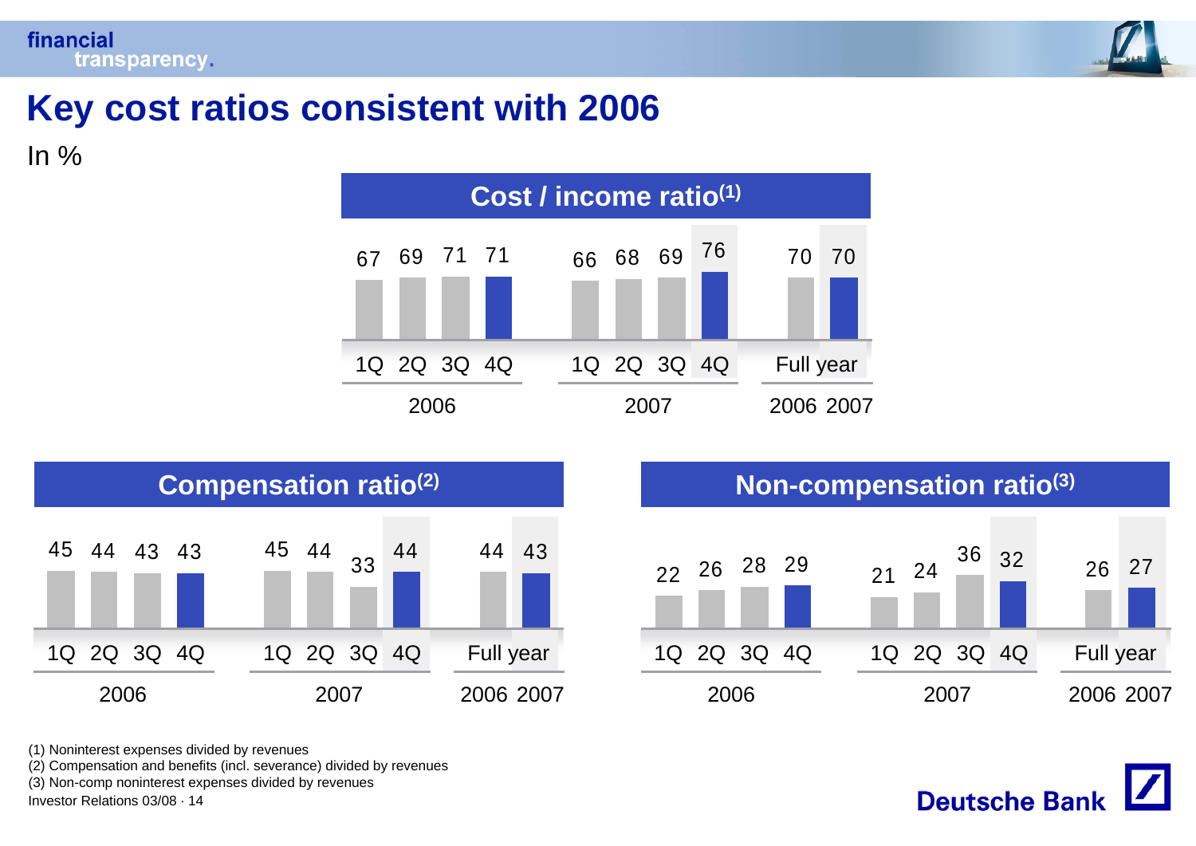# Key cost ratios consistent with 2006

In %

## Cost / income ratio[1]

| | 1Q 2006 | 2Q 2006 | 3Q 2006 | 4Q 2006 | 1Q 2007 | 2Q 2007 | 3Q 2007 | 4Q 2007 | Full year 2006 | Full year 2007 |
|---|---|---|---|---|---|---|---|---|---|---|
| Cost / income ratio | 67 | 69 | 71 | 71 | 66 | 68 | 69 | 76 | 70 | 70 |

## Compensation ratio[2]

| | 1Q 2006 | 2Q 2006 | 3Q 2006 | 4Q 2006 | 1Q 2007 | 2Q 2007 | 3Q 2007 | 4Q 2007 | Full year 2006 | Full year 2007 |
|---|---|---|---|---|---|---|---|---|---|---|
| Compensation ratio | 45 | 44 | 43 | 43 | 45 | 44 | 33 | 44 | 44 | 43 |

## Non-compensation ratio[3]

| | 1Q 2006 | 2Q 2006 | 3Q 2006 | 4Q 2006 | 1Q 2007 | 2Q 2007 | 3Q 2007 | 4Q 2007 | Full year 2006 | Full year 2007 |
|---|---|---|---|---|---|---|---|---|---|---|
| Non-compensation ratio | 22 | 26 | 28 | 29 | 21 | 24 | 36 | 32 | 26 | 27 |

(1) Noninterest expenses divided by revenues
(2) Compensation and benefits (incl. severance) divided by revenues
(3) Non-comp noninterest expenses divided by revenues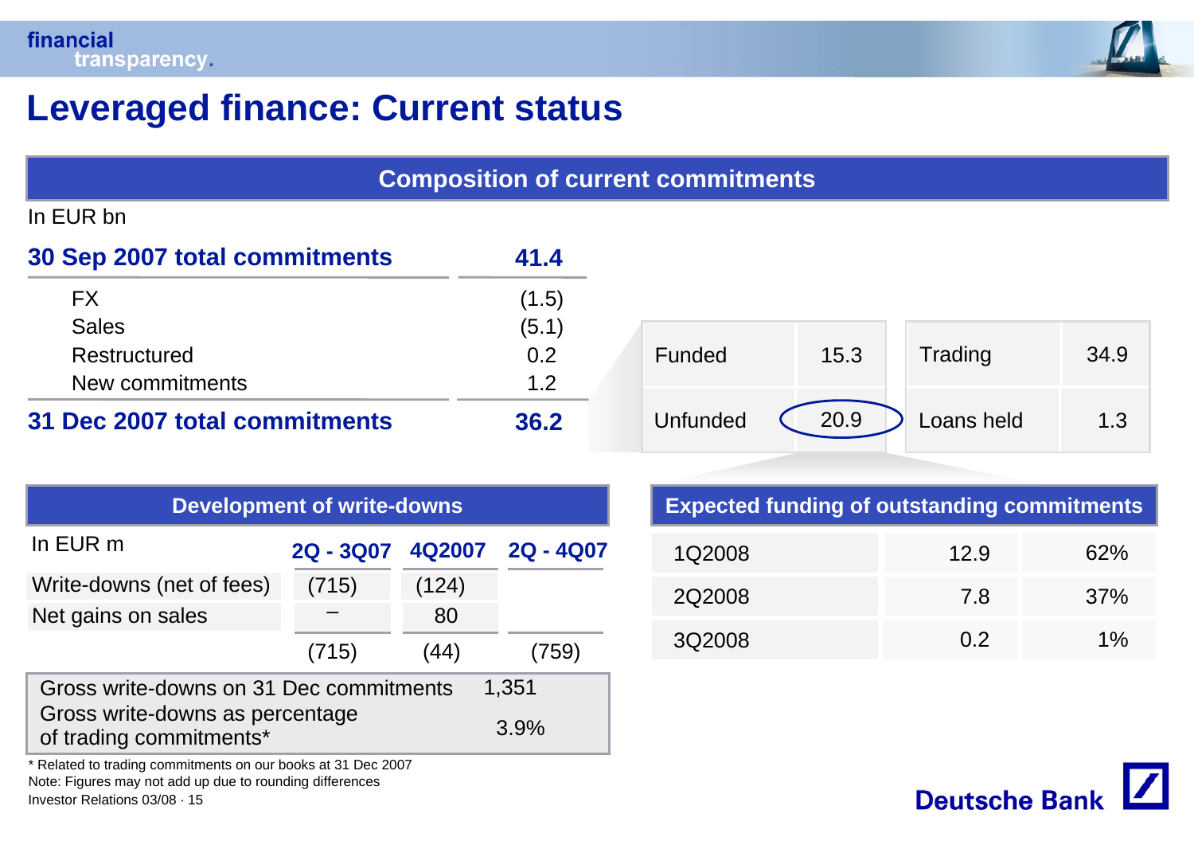# Leveraged finance: Current status

## Composition of current commitments

In EUR bn

| | |
|---|---|
| **30 Sep 2007 total commitments** | **41.4** |
| FX | (1.5) |
| Sales | (5.1) |
| Restructured | 0.2 |
| New commitments | 1.2 |
| **31 Dec 2007 total commitments** | **36.2** |

| | | | |
|---|---|---|---|
| Funded | 15.3 | Trading | 34.9 |
| Unfunded | 20.9 | Loans held | 1.3 |

## Development of write-downs

| In EUR m | 2Q - 3Q07 | 4Q2007 | 2Q - 4Q07 |
|---|---|---|---|
| Write-downs (net of fees) | (715) | (124) | |
| Net gains on sales | – | 80 | |
| | (715) | (44) | (759) |

| | |
|---|---|
| Gross write-downs on 31 Dec commitments | 1,351 |
| Gross write-downs as percentage of trading commitments* | 3.9% |

## Expected funding of outstanding commitments

| | | |
|---|---|---|
| 1Q2008 | 12.9 | 62% |
| 2Q2008 | 7.8 | 37% |
| 3Q2008 | 0.2 | 1% |

\* Related to trading commitments on our books at 31 Dec 2007

Note: Figures may not add up due to rounding differences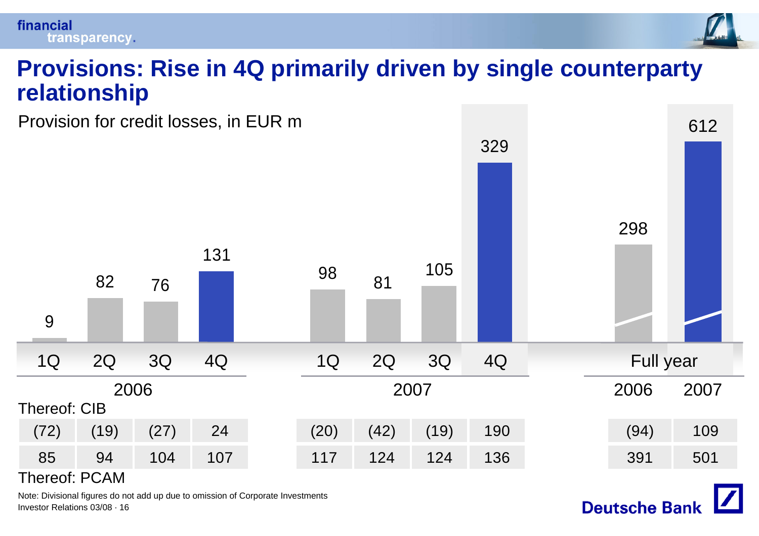# Provisions: Rise in 4Q primarily driven by single counterparty relationship

Provision for credit losses, in EUR m

| | 2006 1Q | 2006 2Q | 2006 3Q | 2006 4Q | 2007 1Q | 2007 2Q | 2007 3Q | 2007 4Q | Full year 2006 | Full year 2007 |
|---|---|---|---|---|---|---|---|---|---|---|
| Provision for credit losses | 9 | 82 | 76 | 131 | 98 | 81 | 105 | 329 | 298 | 612 |
| Thereof: CIB | (72) | (19) | (27) | 24 | (20) | (42) | (19) | 190 | (94) | 109 |
| Thereof: PCAM | 85 | 94 | 104 | 107 | 117 | 124 | 124 | 136 | 391 | 501 |

Note: Divisional figures do not add up due to omission of Corporate Investments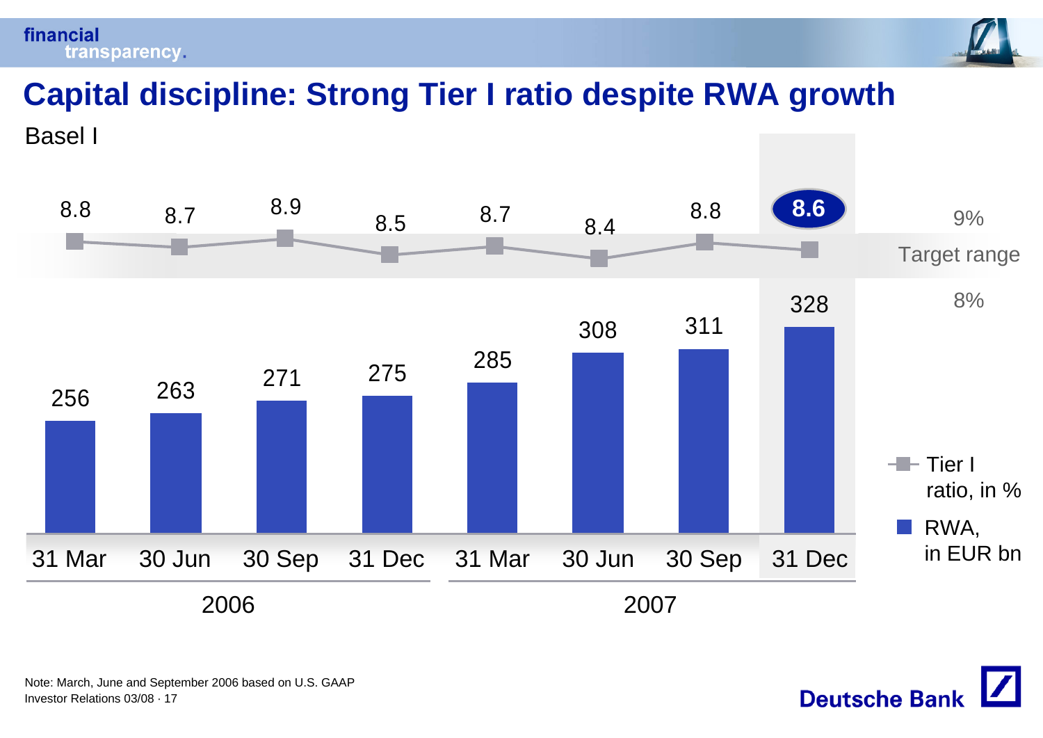# Capital discipline: Strong Tier I ratio despite RWA growth

Basel I

| | 2006 | | | | 2007 | | | |
|---|---|---|---|---|---|---|---|---|
| | 31 Mar | 30 Jun | 30 Sep | 31 Dec | 31 Mar | 30 Jun | 30 Sep | 31 Dec |
| Tier I ratio, in % | 8.8 | 8.7 | 8.9 | 8.5 | 8.7 | 8.4 | 8.8 | **8.6** |
| RWA, in EUR bn | 256 | 263 | 271 | 275 | 285 | 308 | 311 | 328 |

Target range: 8% – 9%

Note: March, June and September 2006 based on U.S. GAAP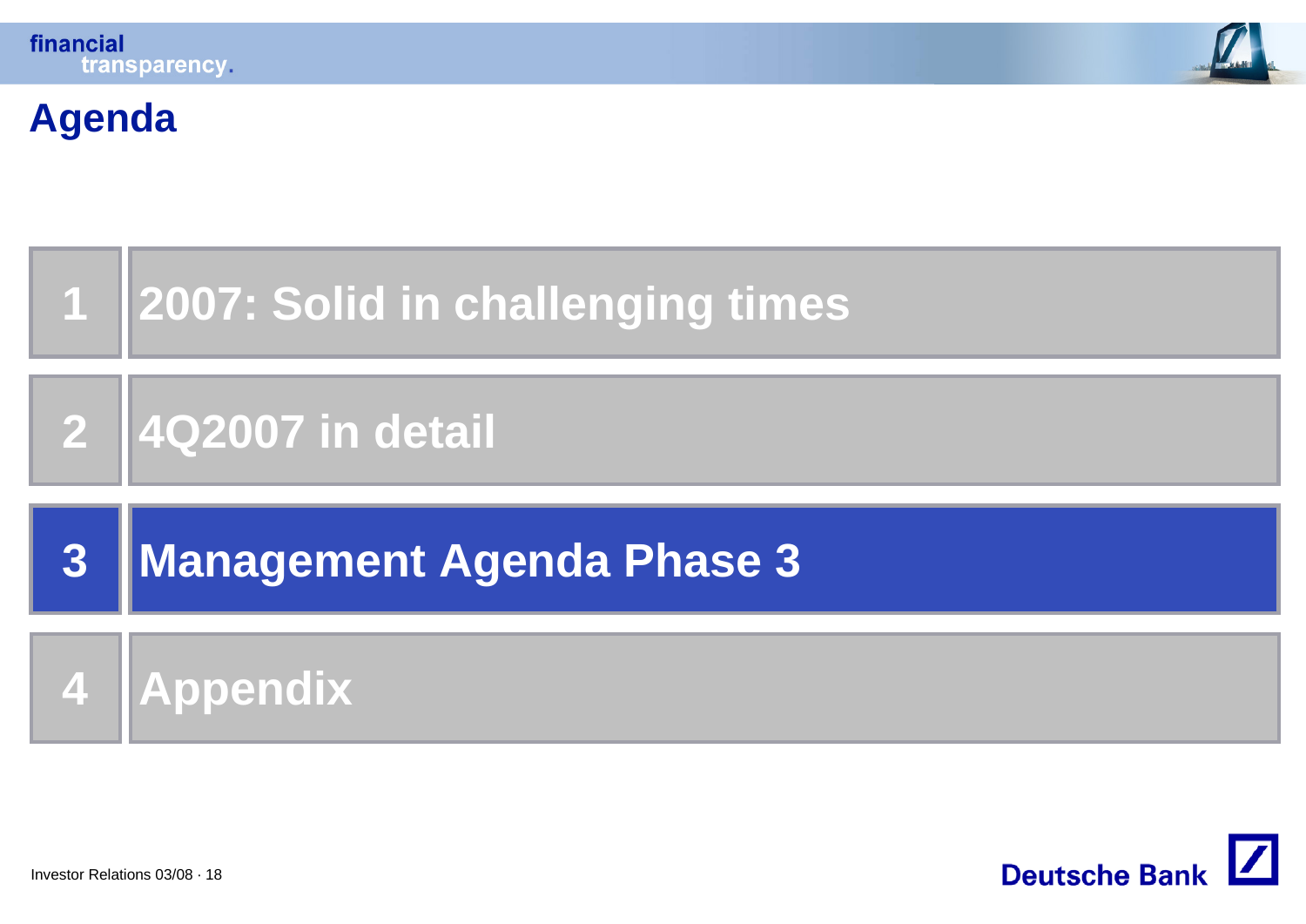# Agenda

1. 2007: Solid in challenging times
2. 4Q2007 in detail
3. **Management Agenda Phase 3**
4. Appendix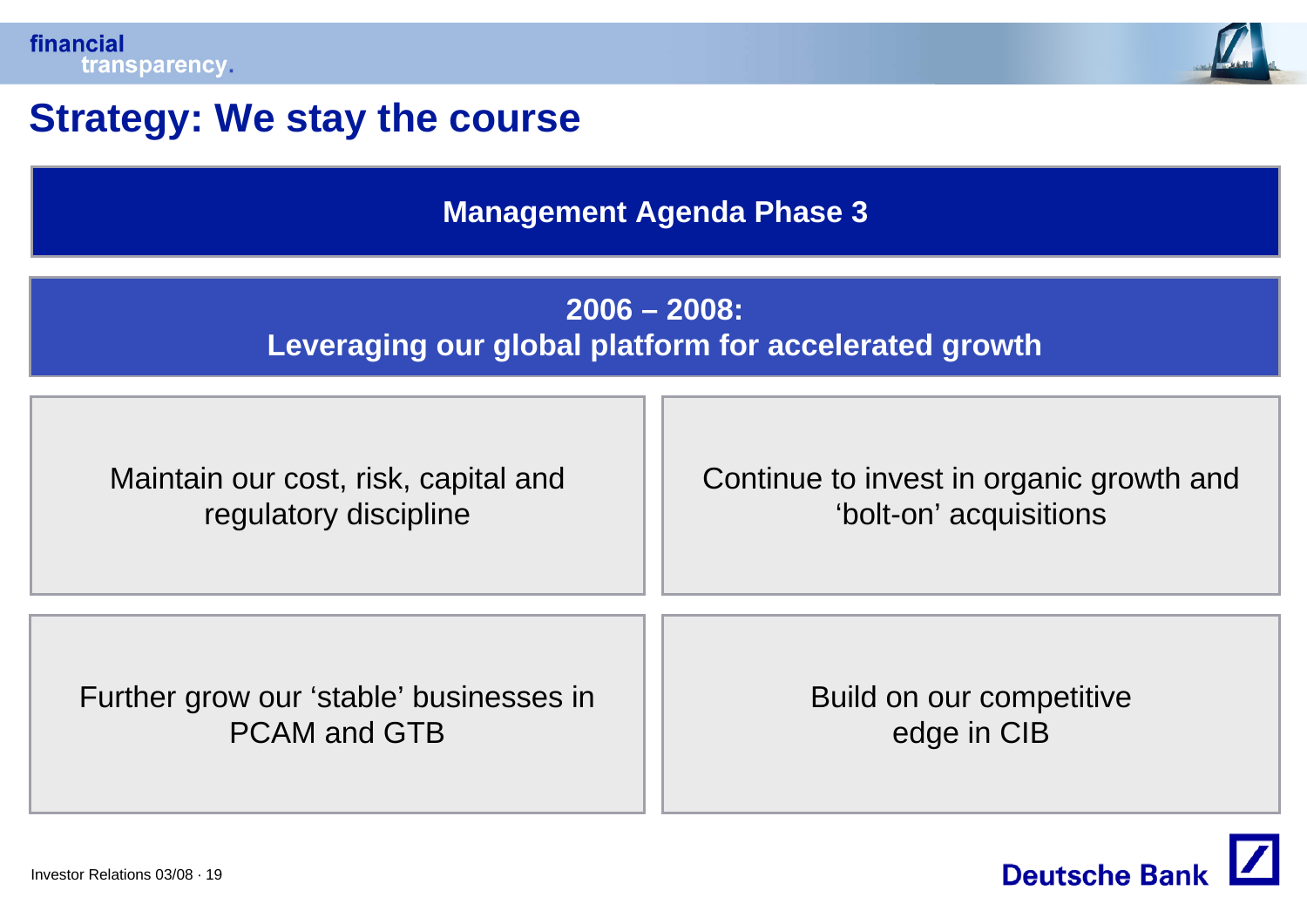# Strategy: We stay the course

## Management Agenda Phase 3

**2006 – 2008:**
**Leveraging our global platform for accelerated growth**

Maintain our cost, risk, capital and regulatory discipline

Continue to invest in organic growth and ‘bolt-on’ acquisitions

Further grow our ‘stable’ businesses in PCAM and GTB

Build on our competitive edge in CIB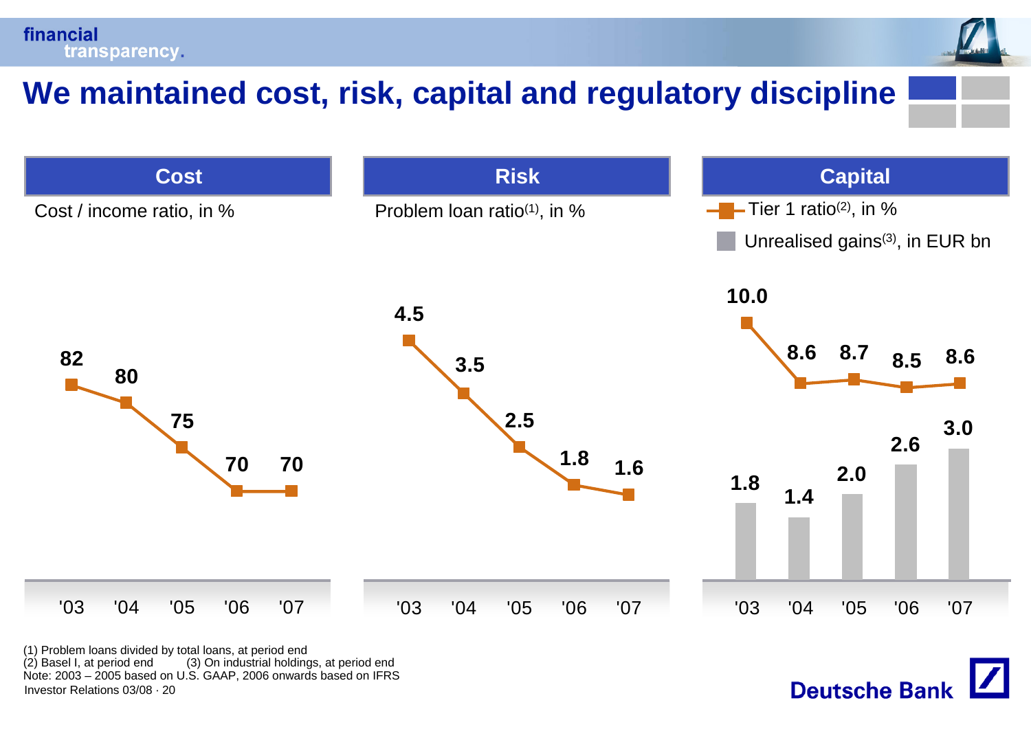# We maintained cost, risk, capital and regulatory discipline

## Cost

Cost / income ratio, in %

| '03 | '04 | '05 | '06 | '07 |
|---|---|---|---|---|
| 82 | 80 | 75 | 70 | 70 |

## Risk

Problem loan ratio[1], in %

| '03 | '04 | '05 | '06 | '07 |
|---|---|---|---|---|
| 4.5 | 3.5 | 2.5 | 1.8 | 1.6 |

## Capital

| | '03 | '04 | '05 | '06 | '07 |
|---|---|---|---|---|---|
| Tier 1 ratio[2], in % | 10.0 | 8.6 | 8.7 | 8.5 | 8.6 |
| Unrealised gains[3], in EUR bn | 1.8 | 1.4 | 2.0 | 2.6 | 3.0 |

(1) Problem loans divided by total loans, at period end
(2) Basel I, at period end (3) On industrial holdings, at period end
Note: 2003 – 2005 based on U.S. GAAP, 2006 onwards based on IFRS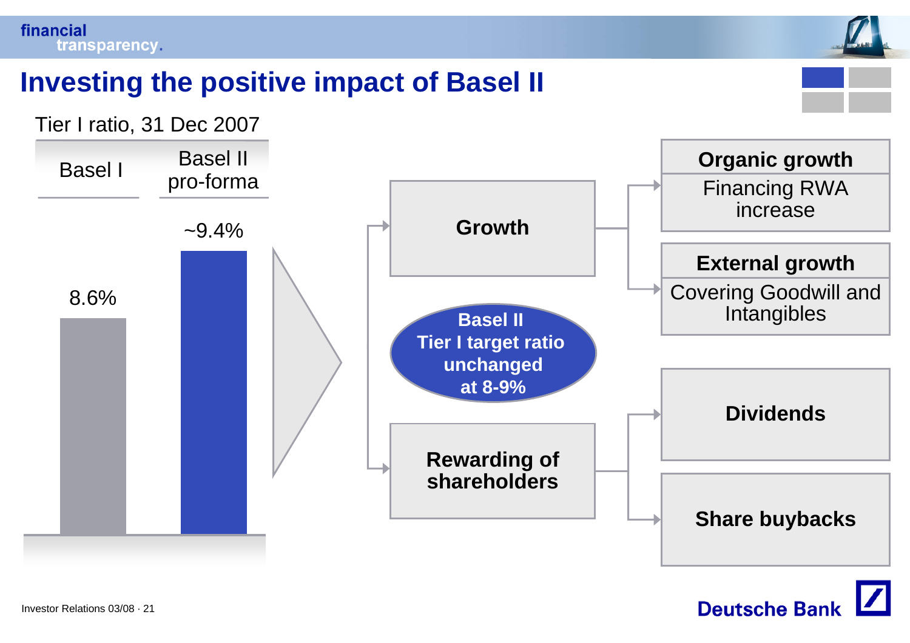# Investing the positive impact of Basel II

Tier I ratio, 31 Dec 2007

| Basel I | Basel II pro-forma |
| --- | --- |
| 8.6% | ~9.4% |

**Basel II Tier I target ratio unchanged at 8-9%**

- **Growth**
  - **Organic growth**: Financing RWA increase
  - **External growth**: Covering Goodwill and Intangibles
- **Rewarding of shareholders**
  - **Dividends**
  - **Share buybacks**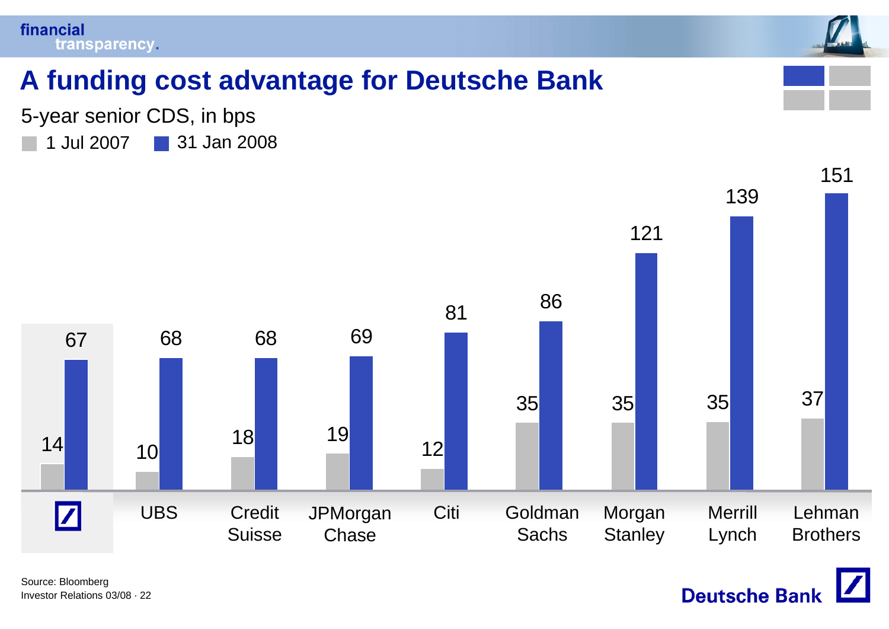# A funding cost advantage for Deutsche Bank

5-year senior CDS, in bps

| | 1 Jul 2007 | 31 Jan 2008 |
|---|---|---|
| Deutsche Bank | 14 | 67 |
| UBS | 10 | 68 |
| Credit Suisse | 18 | 68 |
| JPMorgan Chase | 19 | 69 |
| Citi | 12 | 81 |
| Goldman Sachs | 35 | 86 |
| Morgan Stanley | 35 | 121 |
| Merrill Lynch | 35 | 139 |
| Lehman Brothers | 37 | 151 |

Source: Bloomberg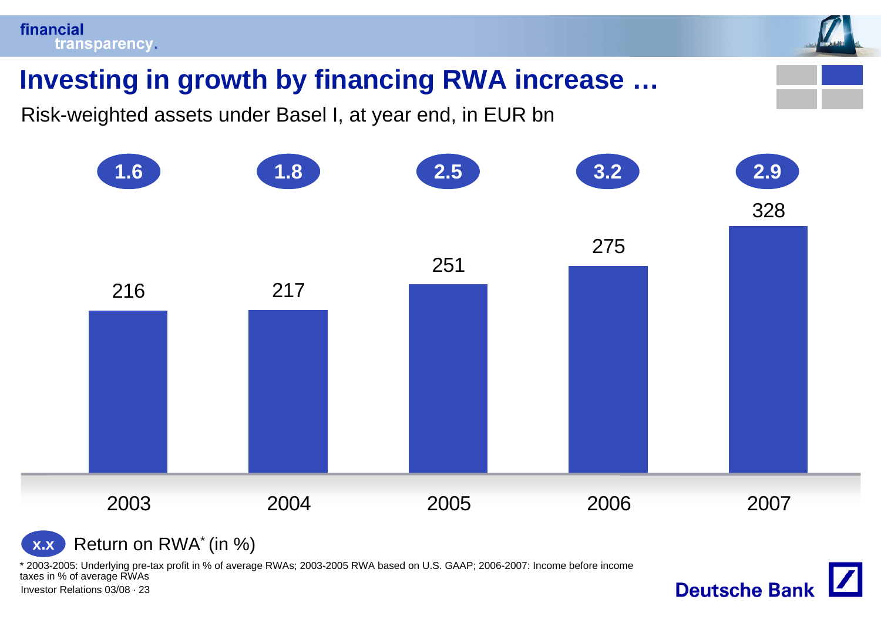# Investing in growth by financing RWA increase …

Risk-weighted assets under Basel I, at year end, in EUR bn

| | 2003 | 2004 | 2005 | 2006 | 2007 |
|---|---|---|---|---|---|
| Risk-weighted assets (EUR bn) | 216 | 217 | 251 | 275 | 328 |
| Return on RWA* (in %) | 1.6 | 1.8 | 2.5 | 3.2 | 2.9 |

x.x Return on RWA* (in %)

\* 2003-2005: Underlying pre-tax profit in % of average RWAs; 2003-2005 RWA based on U.S. GAAP; 2006-2007: Income before income taxes in % of average RWAs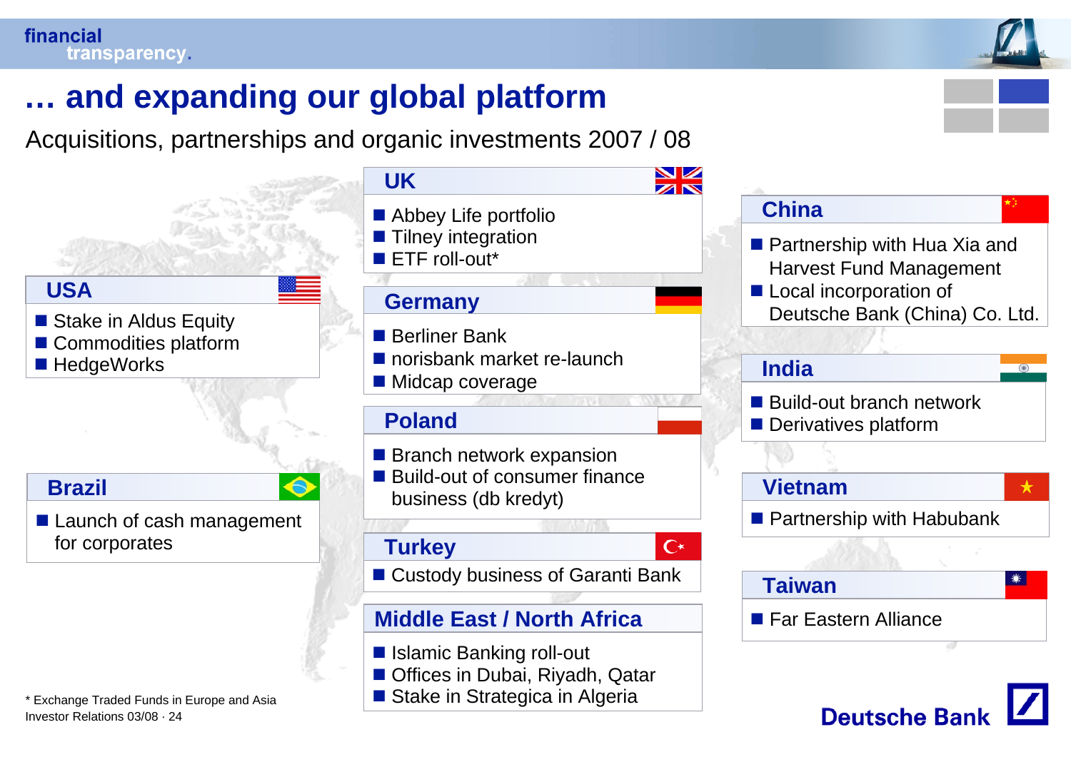# … and expanding our global platform

Acquisitions, partnerships and organic investments 2007 / 08

## USA
- Stake in Aldus Equity
- Commodities platform
- HedgeWorks

## Brazil
- Launch of cash management for corporates

## UK
- Abbey Life portfolio
- Tilney integration
- ETF roll-out*

## Germany
- Berliner Bank
- norisbank market re-launch
- Midcap coverage

## Poland
- Branch network expansion
- Build-out of consumer finance business (db kredyt)

## Turkey
- Custody business of Garanti Bank

## Middle East / North Africa
- Islamic Banking roll-out
- Offices in Dubai, Riyadh, Qatar
- Stake in Strategica in Algeria

## China
- Partnership with Hua Xia and Harvest Fund Management
- Local incorporation of Deutsche Bank (China) Co. Ltd.

## India
- Build-out branch network
- Derivatives platform

## Vietnam
- Partnership with Habubank

## Taiwan
- Far Eastern Alliance

* Exchange Traded Funds in Europe and Asia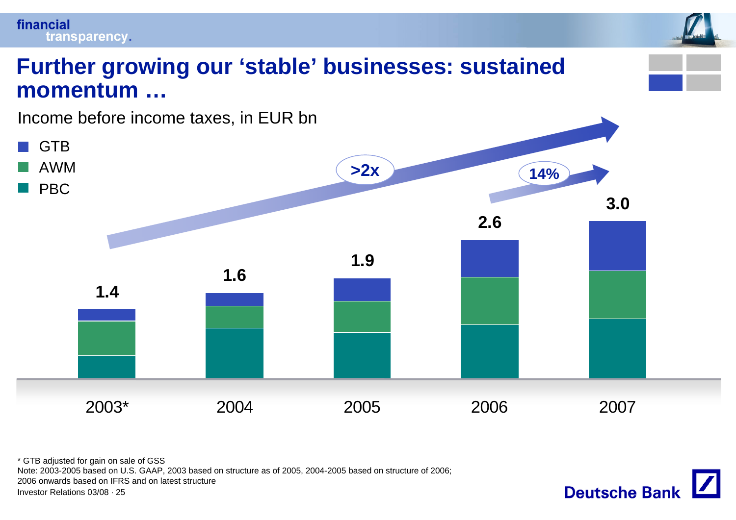# Further growing our 'stable' businesses: sustained momentum …

Income before income taxes, in EUR bn

- GTB
- AWM
- PBC

| | 2003* | 2004 | 2005 | 2006 | 2007 |
|---|---|---|---|---|---|
| Total | 1.4 | 1.6 | 1.9 | 2.6 | 3.0 |

>2x

14%

\* GTB adjusted for gain on sale of GSS

Note: 2003-2005 based on U.S. GAAP, 2003 based on structure as of 2005, 2004-2005 based on structure of 2006; 2006 onwards based on IFRS and on latest structure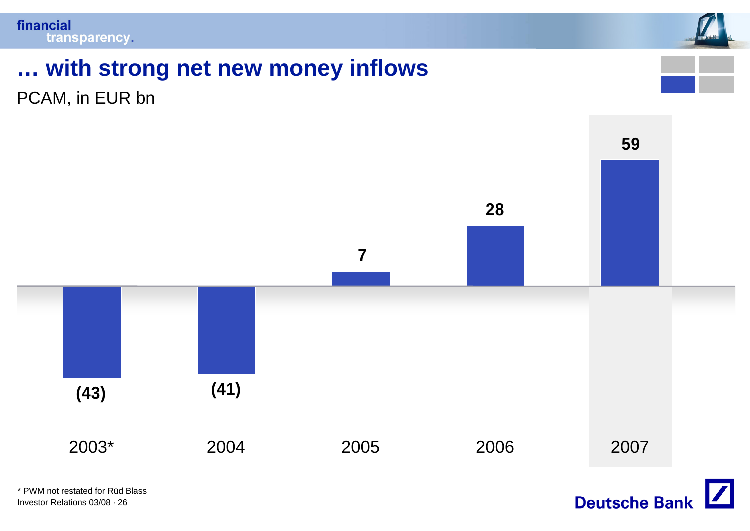# … with strong net new money inflows

PCAM, in EUR bn

| 2003* | 2004 | 2005 | 2006 | 2007 |
|---|---|---|---|---|
| (43) | (41) | 7 | 28 | 59 |

* PWM not restated for Rüd Blass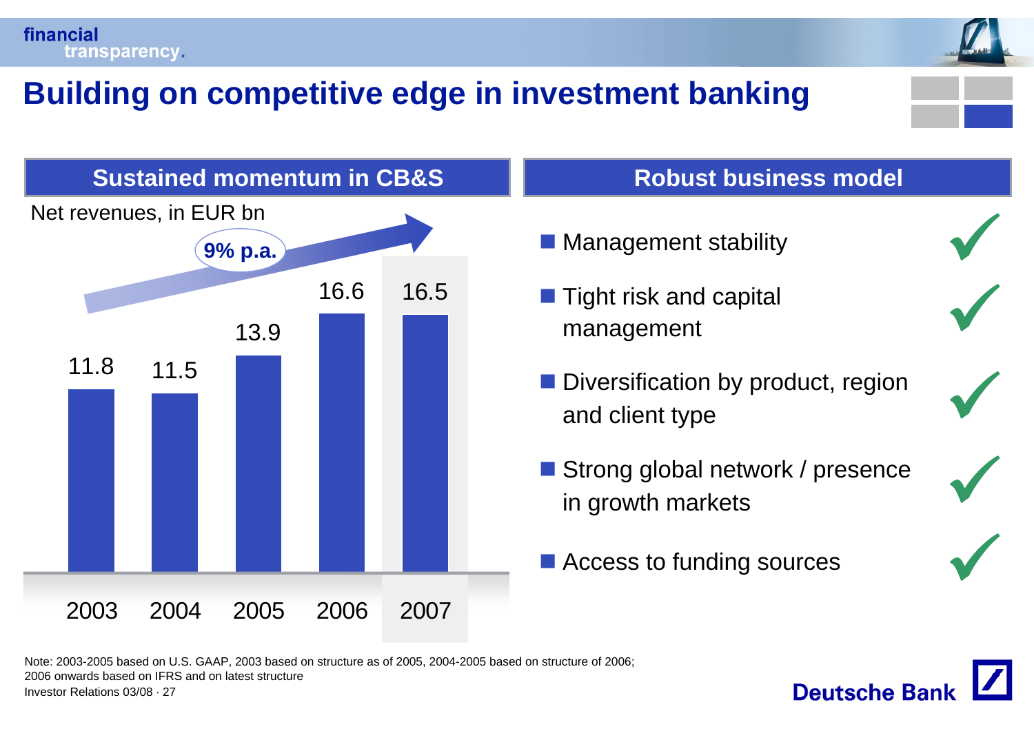# Building on competitive edge in investment banking

## Sustained momentum in CB&S

Net revenues, in EUR bn

9% p.a.

| 2003 | 2004 | 2005 | 2006 | 2007 |
|---|---|---|---|---|
| 11.8 | 11.5 | 13.9 | 16.6 | 16.5 |

## Robust business model

- Management stability ✓
- Tight risk and capital management ✓
- Diversification by product, region and client type ✓
- Strong global network / presence in growth markets ✓
- Access to funding sources ✓

Note: 2003-2005 based on U.S. GAAP, 2003 based on structure as of 2005, 2004-2005 based on structure of 2006; 2006 onwards based on IFRS and on latest structure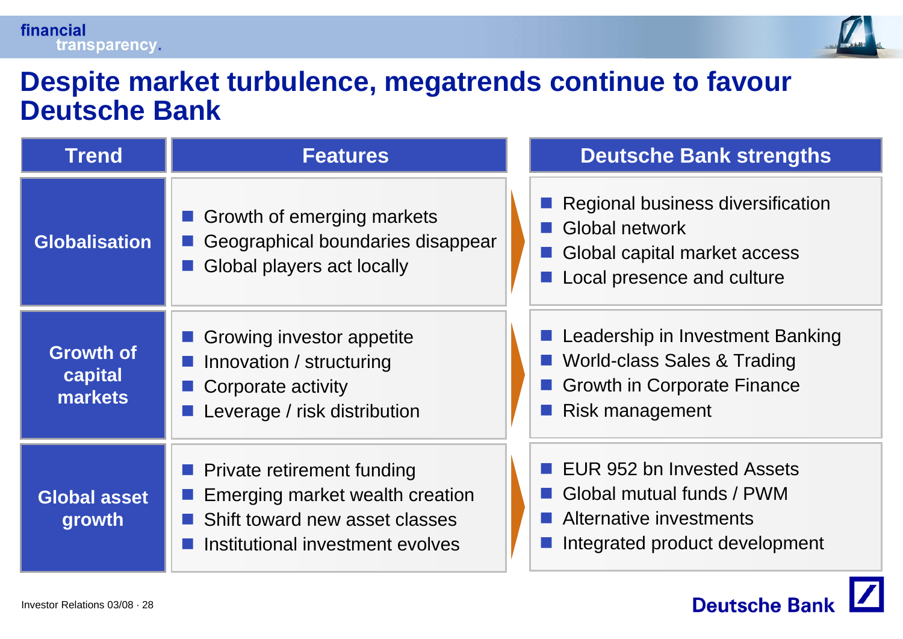# Despite market turbulence, megatrends continue to favour Deutsche Bank

| Trend | Features | Deutsche Bank strengths |
|---|---|---|
| **Globalisation** | ■ Growth of emerging markets<br>■ Geographical boundaries disappear<br>■ Global players act locally | ■ Regional business diversification<br>■ Global network<br>■ Global capital market access<br>■ Local presence and culture |
| **Growth of capital markets** | ■ Growing investor appetite<br>■ Innovation / structuring<br>■ Corporate activity<br>■ Leverage / risk distribution | ■ Leadership in Investment Banking<br>■ World-class Sales & Trading<br>■ Growth in Corporate Finance<br>■ Risk management |
| **Global asset growth** | ■ Private retirement funding<br>■ Emerging market wealth creation<br>■ Shift toward new asset classes<br>■ Institutional investment evolves | ■ EUR 952 bn Invested Assets<br>■ Global mutual funds / PWM<br>■ Alternative investments<br>■ Integrated product development |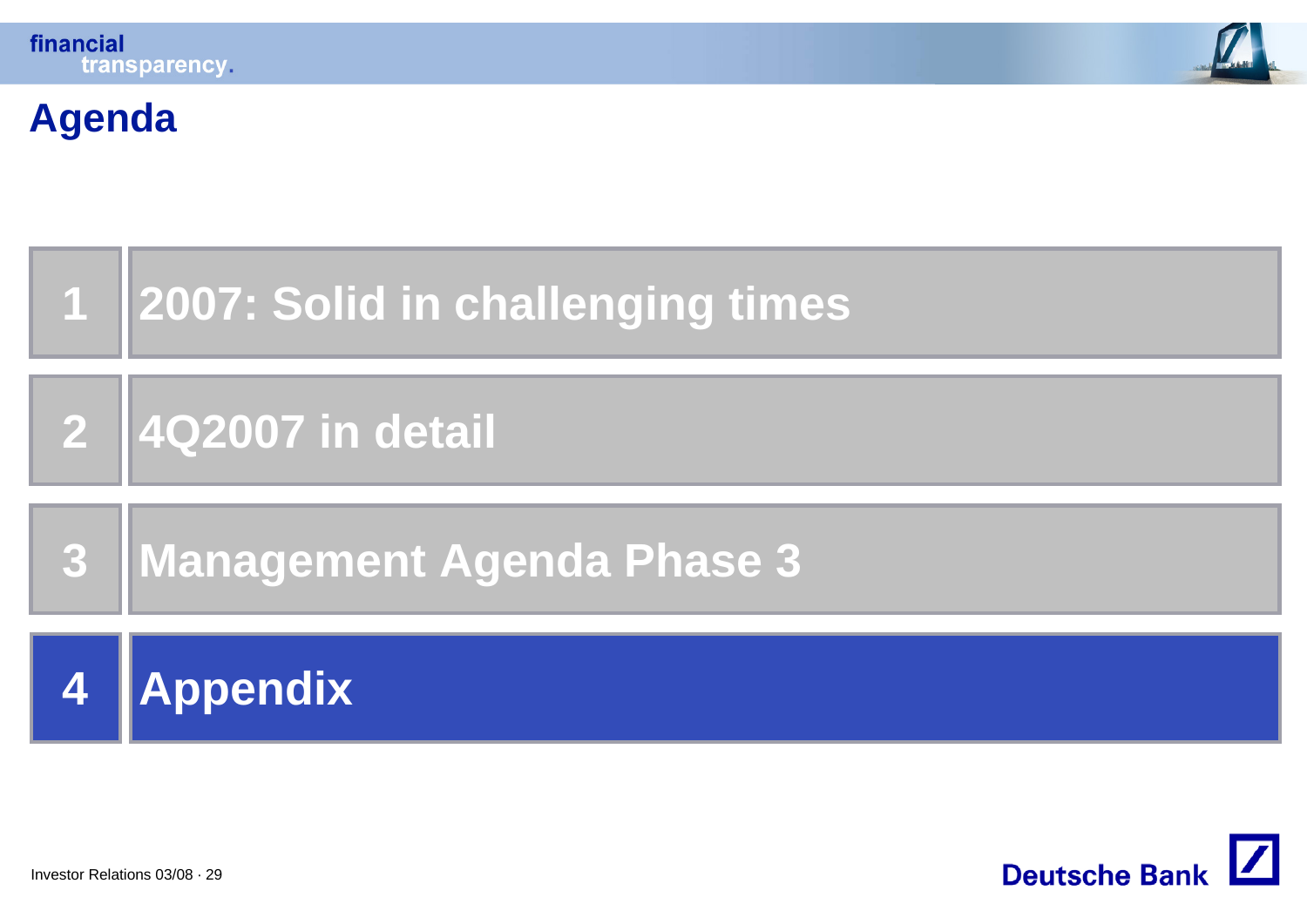# Agenda

1. 2007: Solid in challenging times
2. 4Q2007 in detail
3. Management Agenda Phase 3
4. **Appendix**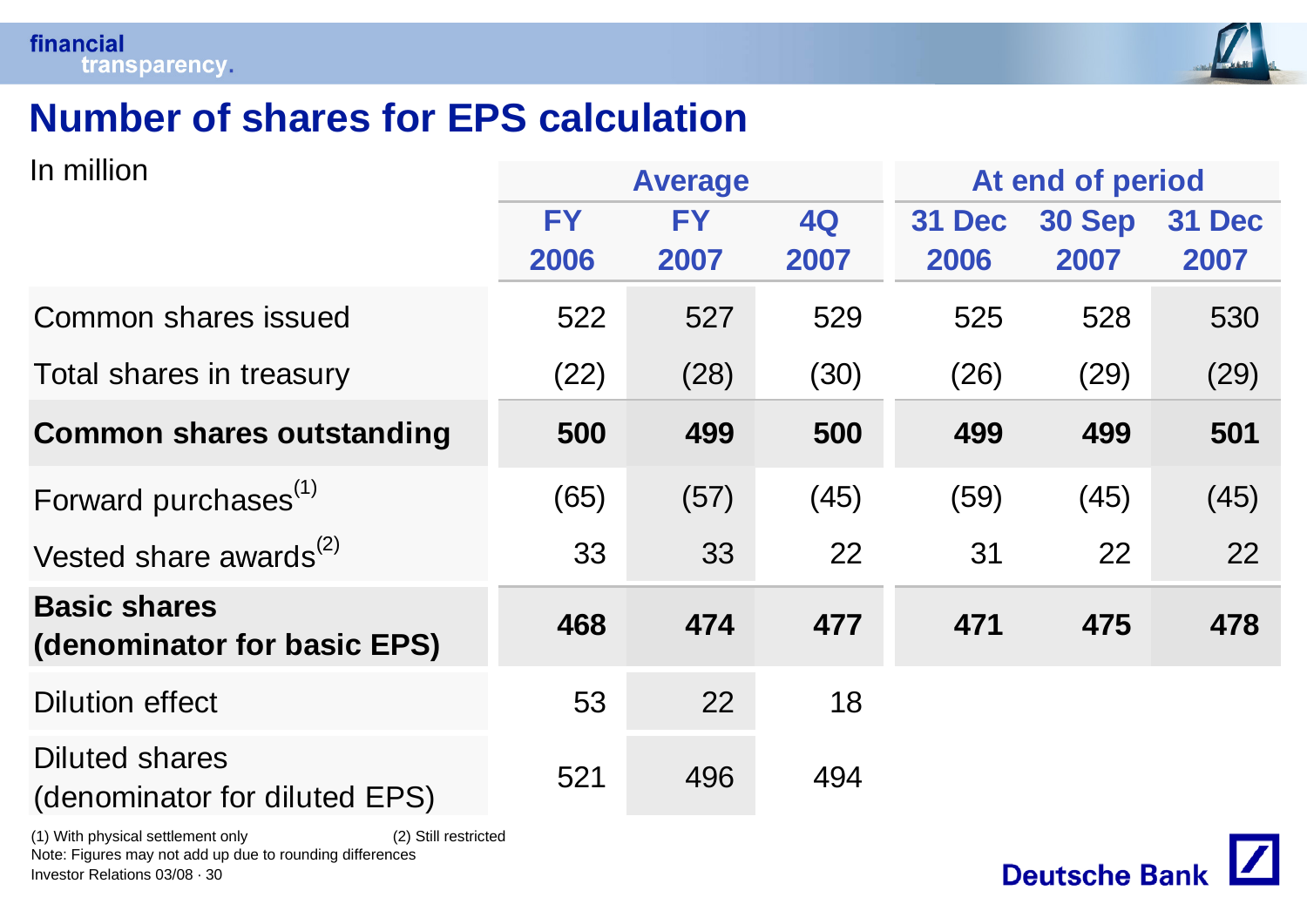# Number of shares for EPS calculation

| In million | Average | | | At end of period | | |
|---|---|---|---|---|---|---|
| | FY 2006 | FY 2007 | 4Q 2007 | 31 Dec 2006 | 30 Sep 2007 | 31 Dec 2007 |
| Common shares issued | 522 | 527 | 529 | 525 | 528 | 530 |
| Total shares in treasury | (22) | (28) | (30) | (26) | (29) | (29) |
| **Common shares outstanding** | **500** | **499** | **500** | **499** | **499** | **501** |
| Forward purchases[(1)] | (65) | (57) | (45) | (59) | (45) | (45) |
| Vested share awards[(2)] | 33 | 33 | 22 | 31 | 22 | 22 |
| **Basic shares (denominator for basic EPS)** | **468** | **474** | **477** | **471** | **475** | **478** |
| Dilution effect | 53 | 22 | 18 | | | |
| Diluted shares (denominator for diluted EPS) | 521 | 496 | 494 | | | |

(1) With physical settlement only (2) Still restricted

Note: Figures may not add up due to rounding differences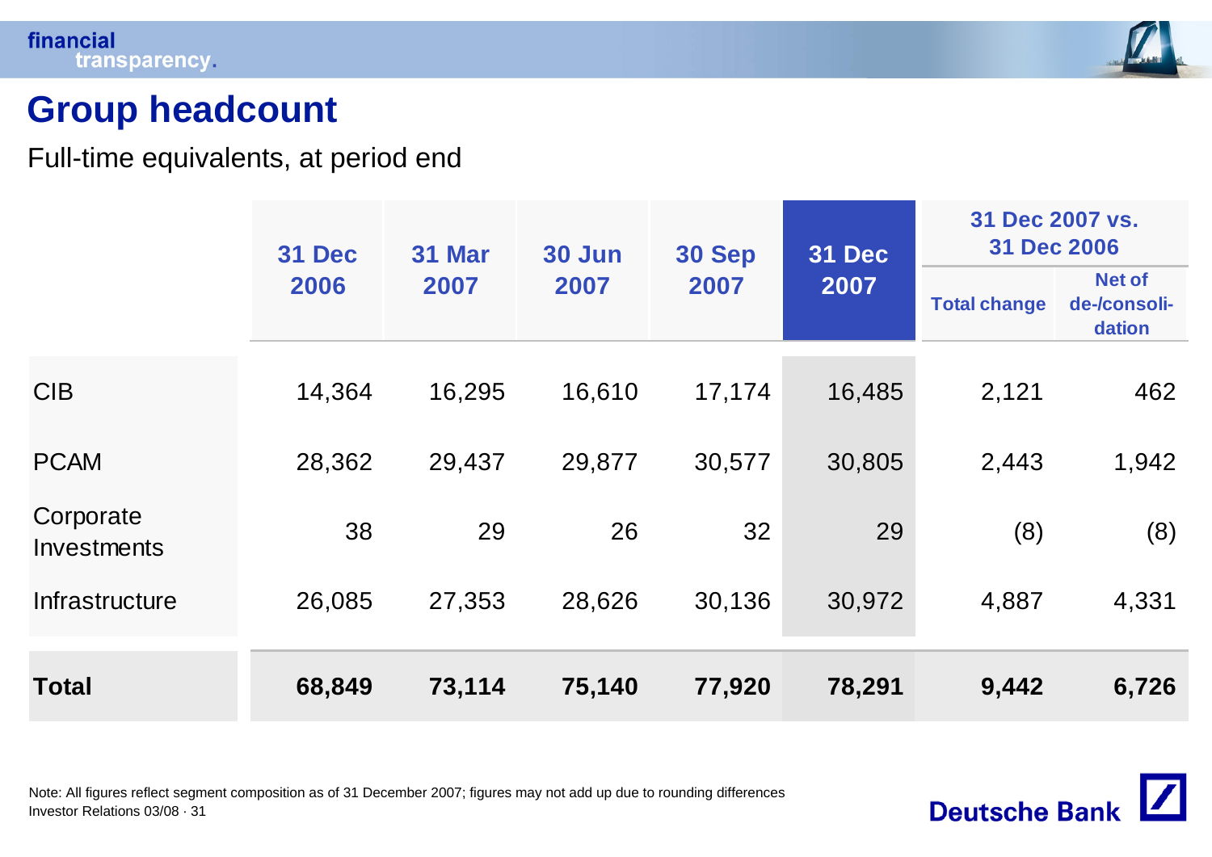# Group headcount

Full-time equivalents, at period end

| | 31 Dec 2006 | 31 Mar 2007 | 30 Jun 2007 | 30 Sep 2007 | 31 Dec 2007 | 31 Dec 2007 vs. 31 Dec 2006 | |
|---|---|---|---|---|---|---|---|
| | | | | | | Total change | Net of de-/consoli-dation |
| CIB | 14,364 | 16,295 | 16,610 | 17,174 | 16,485 | 2,121 | 462 |
| PCAM | 28,362 | 29,437 | 29,877 | 30,577 | 30,805 | 2,443 | 1,942 |
| Corporate Investments | 38 | 29 | 26 | 32 | 29 | (8) | (8) |
| Infrastructure | 26,085 | 27,353 | 28,626 | 30,136 | 30,972 | 4,887 | 4,331 |
| **Total** | **68,849** | **73,114** | **75,140** | **77,920** | **78,291** | **9,442** | **6,726** |

Note: All figures reflect segment composition as of 31 December 2007; figures may not add up due to rounding differences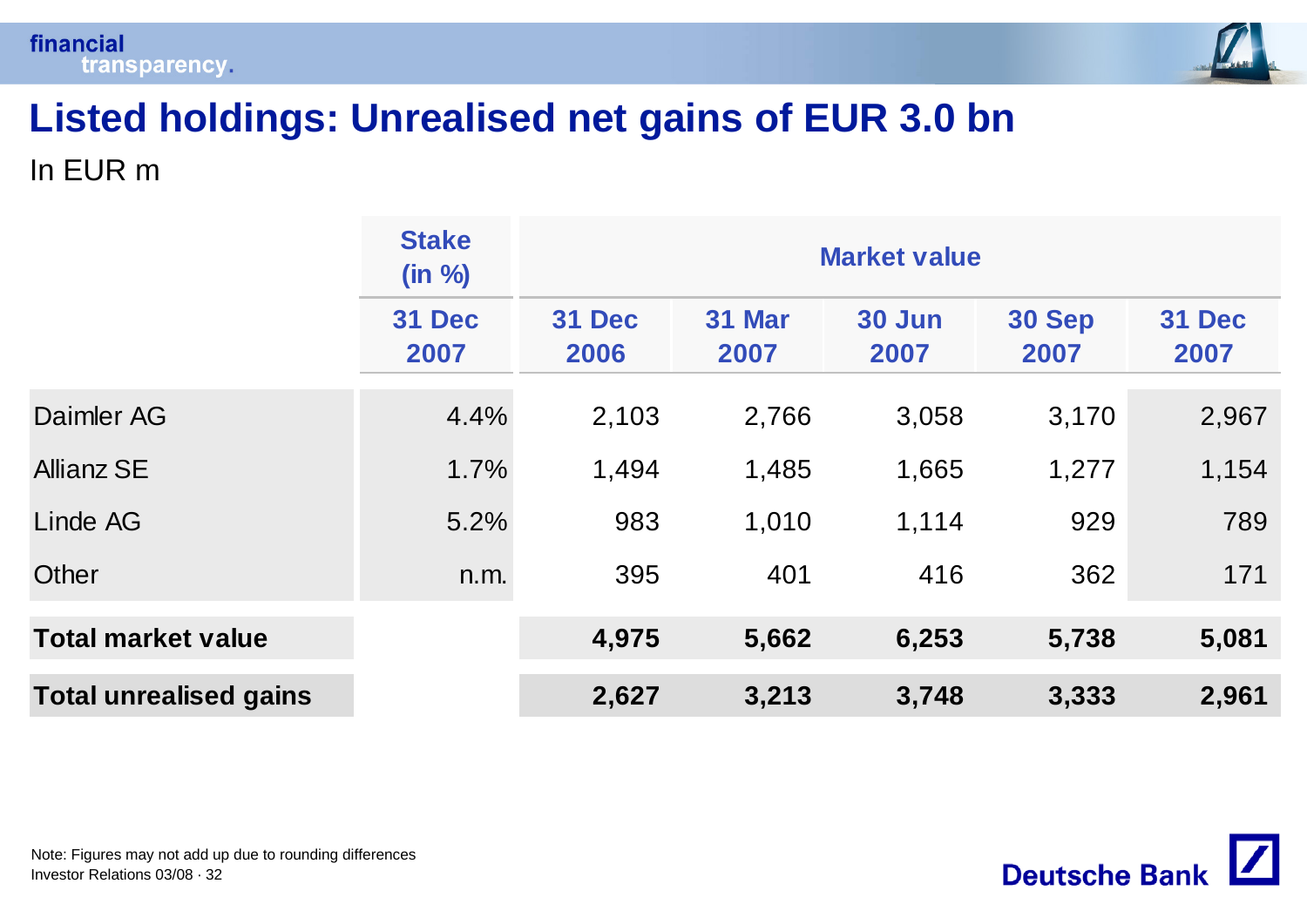# Listed holdings: Unrealised net gains of EUR 3.0 bn

In EUR m

| | Stake (in %) | Market value | | | | |
|---|---|---|---|---|---|---|
| | 31 Dec 2007 | 31 Dec 2006 | 31 Mar 2007 | 30 Jun 2007 | 30 Sep 2007 | 31 Dec 2007 |
| Daimler AG | 4.4% | 2,103 | 2,766 | 3,058 | 3,170 | 2,967 |
| Allianz SE | 1.7% | 1,494 | 1,485 | 1,665 | 1,277 | 1,154 |
| Linde AG | 5.2% | 983 | 1,010 | 1,114 | 929 | 789 |
| Other | n.m. | 395 | 401 | 416 | 362 | 171 |
| **Total market value** | | **4,975** | **5,662** | **6,253** | **5,738** | **5,081** |
| **Total unrealised gains** | | **2,627** | **3,213** | **3,748** | **3,333** | **2,961** |

Note: Figures may not add up due to rounding differences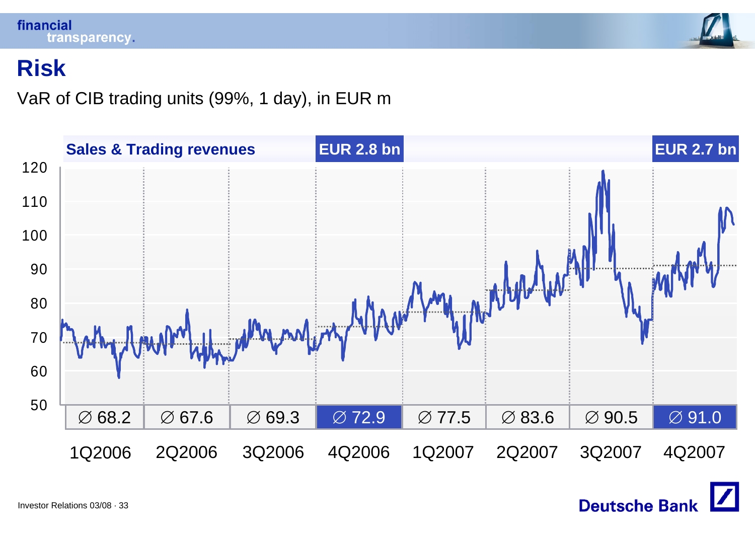# Risk

VaR of CIB trading units (99%, 1 day), in EUR m

| | 1Q2006 | 2Q2006 | 3Q2006 | 4Q2006 | 1Q2007 | 2Q2007 | 3Q2007 | 4Q2007 |
|---|---|---|---|---|---|---|---|---|
| Sales & Trading revenues | | | | EUR 2.8 bn | | | | EUR 2.7 bn |
| Average VaR | ∅ 68.2 | ∅ 67.6 | ∅ 69.3 | ∅ 72.9 | ∅ 77.5 | ∅ 83.6 | ∅ 90.5 | ∅ 91.0 |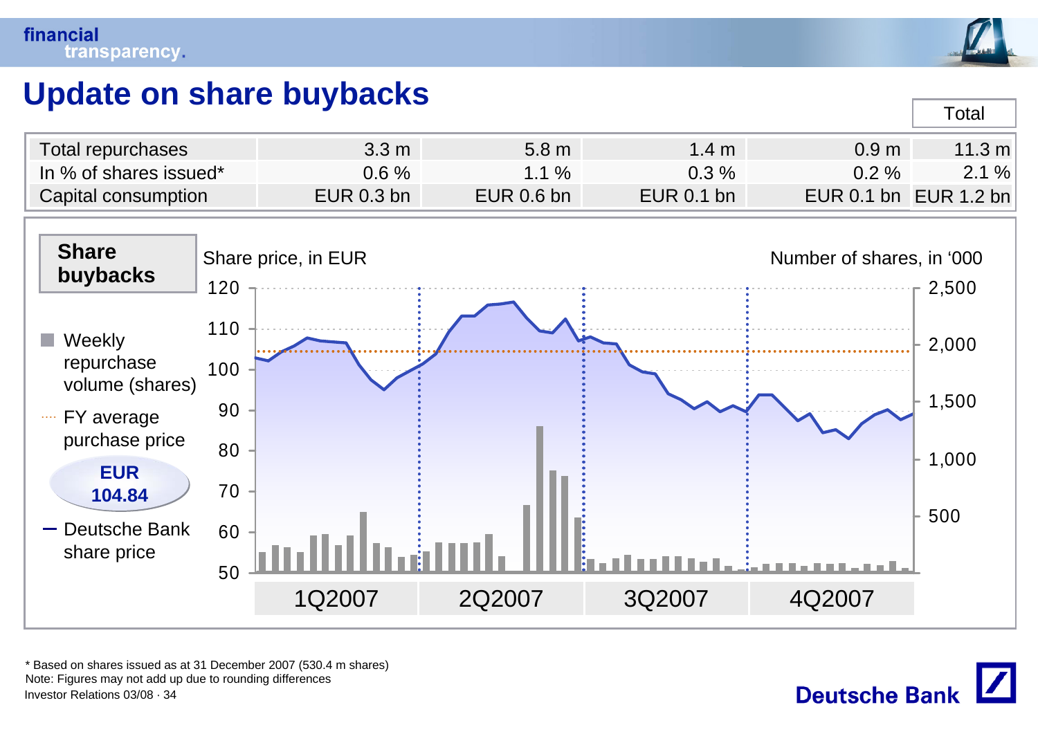# Update on share buybacks

| | 1Q2007 | 2Q2007 | 3Q2007 | 4Q2007 | Total |
|---|---|---|---|---|---|
| Total repurchases | 3.3 m | 5.8 m | 1.4 m | 0.9 m | 11.3 m |
| In % of shares issued* | 0.6 % | 1.1 % | 0.3 % | 0.2 % | 2.1 % |
| Capital consumption | EUR 0.3 bn | EUR 0.6 bn | EUR 0.1 bn | EUR 0.1 bn | EUR 1.2 bn |

**Share buybacks**

Share price, in EUR

Number of shares, in '000

- Weekly repurchase volume (shares)
- FY average purchase price: EUR 104.84
- Deutsche Bank share price

Left axis (share price, in EUR): 50, 60, 70, 80, 90, 100, 110, 120

Right axis (number of shares, in '000): 500, 1,000, 1,500, 2,000, 2,500

Quarters: 1Q2007, 2Q2007, 3Q2007, 4Q2007

\* Based on shares issued as at 31 December 2007 (530.4 m shares)

Note: Figures may not add up due to rounding differences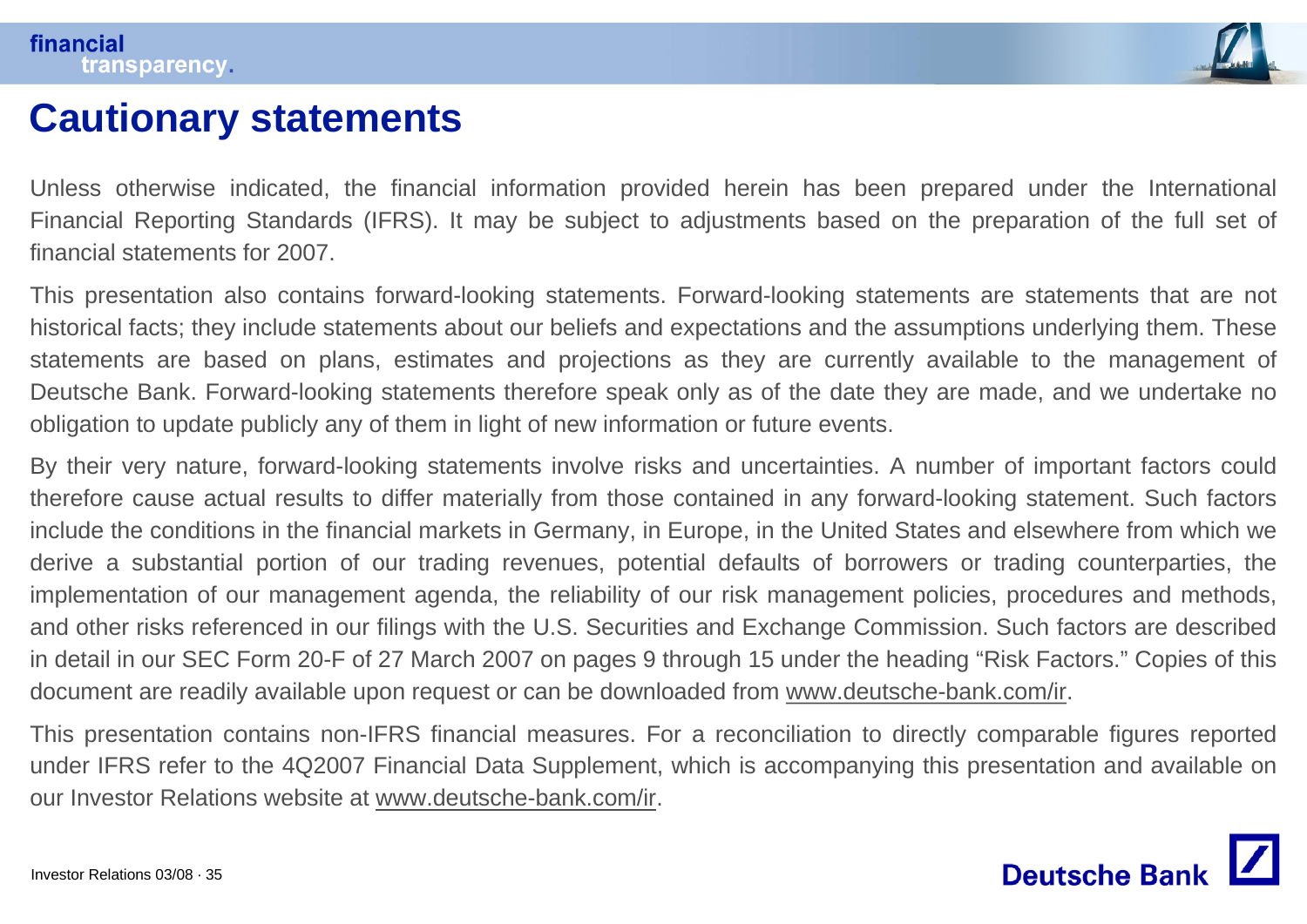# Cautionary statements

Unless otherwise indicated, the financial information provided herein has been prepared under the International Financial Reporting Standards (IFRS). It may be subject to adjustments based on the preparation of the full set of financial statements for 2007.

This presentation also contains forward-looking statements. Forward-looking statements are statements that are not historical facts; they include statements about our beliefs and expectations and the assumptions underlying them. These statements are based on plans, estimates and projections as they are currently available to the management of Deutsche Bank. Forward-looking statements therefore speak only as of the date they are made, and we undertake no obligation to update publicly any of them in light of new information or future events.

By their very nature, forward-looking statements involve risks and uncertainties. A number of important factors could therefore cause actual results to differ materially from those contained in any forward-looking statement. Such factors include the conditions in the financial markets in Germany, in Europe, in the United States and elsewhere from which we derive a substantial portion of our trading revenues, potential defaults of borrowers or trading counterparties, the implementation of our management agenda, the reliability of our risk management policies, procedures and methods, and other risks referenced in our filings with the U.S. Securities and Exchange Commission. Such factors are described in detail in our SEC Form 20-F of 27 March 2007 on pages 9 through 15 under the heading "Risk Factors." Copies of this document are readily available upon request or can be downloaded from www.deutsche-bank.com/ir.

This presentation contains non-IFRS financial measures. For a reconciliation to directly comparable figures reported under IFRS refer to the 4Q2007 Financial Data Supplement, which is accompanying this presentation and available on our Investor Relations website at www.deutsche-bank.com/ir.